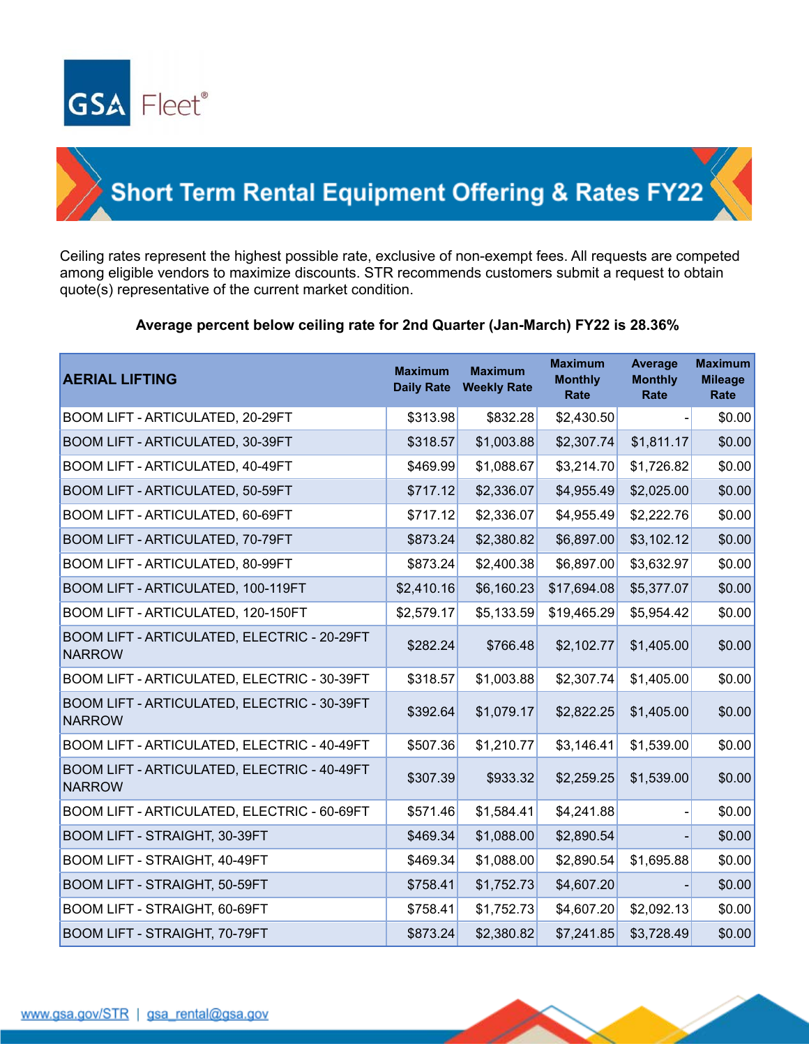GSA Fleet®

# Short Term Rental Equipment Offering & Rates FY22

Ceiling rates represent the highest possible rate, exclusive of non-exempt fees. All requests are competed among eligible vendors to maximize discounts. STR recommends customers submit a request to obtain quote(s) representative of the current market condition.

**Average percent below ceiling rate for 2nd Quarter (Jan-March) FY22 is 28.36%**

| AERIAL LIFTING | Maximum Daily Rate | Maximum Weekly Rate | Maximum Monthly Rate | Average Monthly Rate | Maximum Mileage Rate |
|---|---|---|---|---|---|
| BOOM LIFT - ARTICULATED, 20-29FT | $313.98 | $832.28 | $2,430.50 | - | $0.00 |
| BOOM LIFT - ARTICULATED, 30-39FT | $318.57 | $1,003.88 | $2,307.74 | $1,811.17 | $0.00 |
| BOOM LIFT - ARTICULATED, 40-49FT | $469.99 | $1,088.67 | $3,214.70 | $1,726.82 | $0.00 |
| BOOM LIFT - ARTICULATED, 50-59FT | $717.12 | $2,336.07 | $4,955.49 | $2,025.00 | $0.00 |
| BOOM LIFT - ARTICULATED, 60-69FT | $717.12 | $2,336.07 | $4,955.49 | $2,222.76 | $0.00 |
| BOOM LIFT - ARTICULATED, 70-79FT | $873.24 | $2,380.82 | $6,897.00 | $3,102.12 | $0.00 |
| BOOM LIFT - ARTICULATED, 80-99FT | $873.24 | $2,400.38 | $6,897.00 | $3,632.97 | $0.00 |
| BOOM LIFT - ARTICULATED, 100-119FT | $2,410.16 | $6,160.23 | $17,694.08 | $5,377.07 | $0.00 |
| BOOM LIFT - ARTICULATED, 120-150FT | $2,579.17 | $5,133.59 | $19,465.29 | $5,954.42 | $0.00 |
| BOOM LIFT - ARTICULATED, ELECTRIC - 20-29FT NARROW | $282.24 | $766.48 | $2,102.77 | $1,405.00 | $0.00 |
| BOOM LIFT - ARTICULATED, ELECTRIC - 30-39FT | $318.57 | $1,003.88 | $2,307.74 | $1,405.00 | $0.00 |
| BOOM LIFT - ARTICULATED, ELECTRIC - 30-39FT NARROW | $392.64 | $1,079.17 | $2,822.25 | $1,405.00 | $0.00 |
| BOOM LIFT - ARTICULATED, ELECTRIC - 40-49FT | $507.36 | $1,210.77 | $3,146.41 | $1,539.00 | $0.00 |
| BOOM LIFT - ARTICULATED, ELECTRIC - 40-49FT NARROW | $307.39 | $933.32 | $2,259.25 | $1,539.00 | $0.00 |
| BOOM LIFT - ARTICULATED, ELECTRIC - 60-69FT | $571.46 | $1,584.41 | $4,241.88 | - | $0.00 |
| BOOM LIFT - STRAIGHT, 30-39FT | $469.34 | $1,088.00 | $2,890.54 | - | $0.00 |
| BOOM LIFT - STRAIGHT, 40-49FT | $469.34 | $1,088.00 | $2,890.54 | $1,695.88 | $0.00 |
| BOOM LIFT - STRAIGHT, 50-59FT | $758.41 | $1,752.73 | $4,607.20 | - | $0.00 |
| BOOM LIFT - STRAIGHT, 60-69FT | $758.41 | $1,752.73 | $4,607.20 | $2,092.13 | $0.00 |
| BOOM LIFT - STRAIGHT, 70-79FT | $873.24 | $2,380.82 | $7,241.85 | $3,728.49 | $0.00 |

www.gsa.gov/STR | gsa_rental@gsa.gov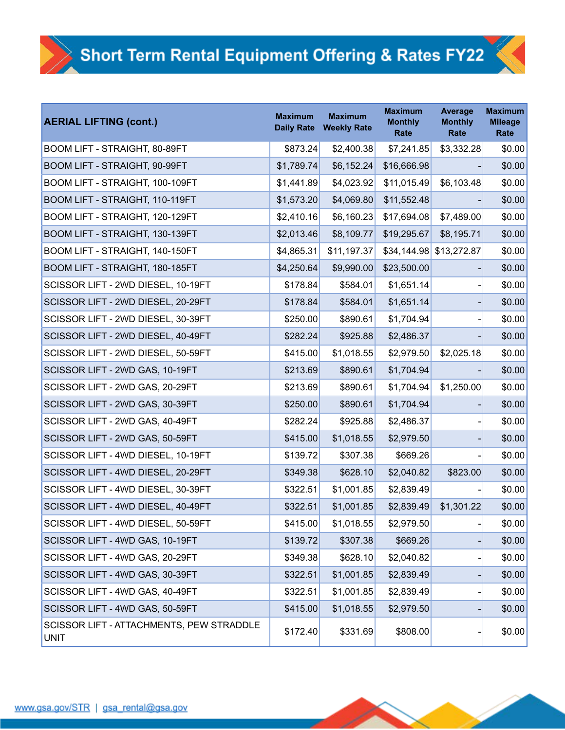# Short Term Rental Equipment Offering & Rates FY22

| AERIAL LIFTING (cont.) | Maximum Daily Rate | Maximum Weekly Rate | Maximum Monthly Rate | Average Monthly Rate | Maximum Mileage Rate |
|---|---|---|---|---|---|
| BOOM LIFT - STRAIGHT, 80-89FT | $873.24 | $2,400.38 | $7,241.85 | $3,332.28 | $0.00 |
| BOOM LIFT - STRAIGHT, 90-99FT | $1,789.74 | $6,152.24 | $16,666.98 | - | $0.00 |
| BOOM LIFT - STRAIGHT, 100-109FT | $1,441.89 | $4,023.92 | $11,015.49 | $6,103.48 | $0.00 |
| BOOM LIFT - STRAIGHT, 110-119FT | $1,573.20 | $4,069.80 | $11,552.48 | - | $0.00 |
| BOOM LIFT - STRAIGHT, 120-129FT | $2,410.16 | $6,160.23 | $17,694.08 | $7,489.00 | $0.00 |
| BOOM LIFT - STRAIGHT, 130-139FT | $2,013.46 | $8,109.77 | $19,295.67 | $8,195.71 | $0.00 |
| BOOM LIFT - STRAIGHT, 140-150FT | $4,865.31 | $11,197.37 | $34,144.98 | $13,272.87 | $0.00 |
| BOOM LIFT - STRAIGHT, 180-185FT | $4,250.64 | $9,990.00 | $23,500.00 | - | $0.00 |
| SCISSOR LIFT - 2WD DIESEL, 10-19FT | $178.84 | $584.01 | $1,651.14 | - | $0.00 |
| SCISSOR LIFT - 2WD DIESEL, 20-29FT | $178.84 | $584.01 | $1,651.14 | - | $0.00 |
| SCISSOR LIFT - 2WD DIESEL, 30-39FT | $250.00 | $890.61 | $1,704.94 | - | $0.00 |
| SCISSOR LIFT - 2WD DIESEL, 40-49FT | $282.24 | $925.88 | $2,486.37 | - | $0.00 |
| SCISSOR LIFT - 2WD DIESEL, 50-59FT | $415.00 | $1,018.55 | $2,979.50 | $2,025.18 | $0.00 |
| SCISSOR LIFT - 2WD GAS, 10-19FT | $213.69 | $890.61 | $1,704.94 | - | $0.00 |
| SCISSOR LIFT - 2WD GAS, 20-29FT | $213.69 | $890.61 | $1,704.94 | $1,250.00 | $0.00 |
| SCISSOR LIFT - 2WD GAS, 30-39FT | $250.00 | $890.61 | $1,704.94 | - | $0.00 |
| SCISSOR LIFT - 2WD GAS, 40-49FT | $282.24 | $925.88 | $2,486.37 | - | $0.00 |
| SCISSOR LIFT - 2WD GAS, 50-59FT | $415.00 | $1,018.55 | $2,979.50 | - | $0.00 |
| SCISSOR LIFT - 4WD DIESEL, 10-19FT | $139.72 | $307.38 | $669.26 | - | $0.00 |
| SCISSOR LIFT - 4WD DIESEL, 20-29FT | $349.38 | $628.10 | $2,040.82 | $823.00 | $0.00 |
| SCISSOR LIFT - 4WD DIESEL, 30-39FT | $322.51 | $1,001.85 | $2,839.49 | - | $0.00 |
| SCISSOR LIFT - 4WD DIESEL, 40-49FT | $322.51 | $1,001.85 | $2,839.49 | $1,301.22 | $0.00 |
| SCISSOR LIFT - 4WD DIESEL, 50-59FT | $415.00 | $1,018.55 | $2,979.50 | - | $0.00 |
| SCISSOR LIFT - 4WD GAS, 10-19FT | $139.72 | $307.38 | $669.26 | - | $0.00 |
| SCISSOR LIFT - 4WD GAS, 20-29FT | $349.38 | $628.10 | $2,040.82 | - | $0.00 |
| SCISSOR LIFT - 4WD GAS, 30-39FT | $322.51 | $1,001.85 | $2,839.49 | - | $0.00 |
| SCISSOR LIFT - 4WD GAS, 40-49FT | $322.51 | $1,001.85 | $2,839.49 | - | $0.00 |
| SCISSOR LIFT - 4WD GAS, 50-59FT | $415.00 | $1,018.55 | $2,979.50 | - | $0.00 |
| SCISSOR LIFT - ATTACHMENTS, PEW STRADDLE UNIT | $172.40 | $331.69 | $808.00 | - | $0.00 |

www.gsa.gov/STR | gsa_rental@gsa.gov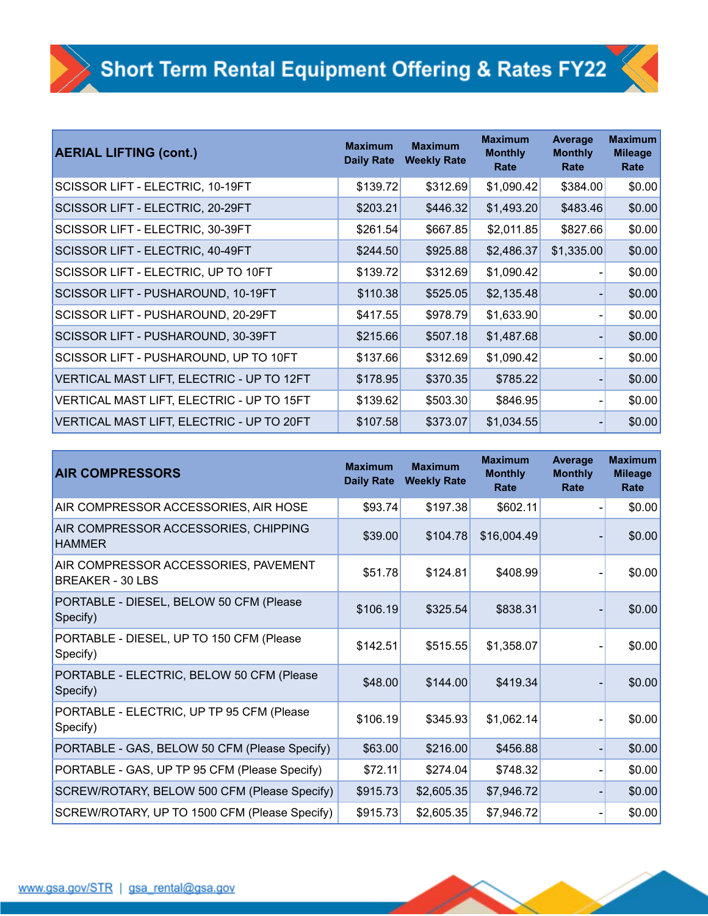# Short Term Rental Equipment Offering & Rates FY22

| AERIAL LIFTING (cont.) | Maximum Daily Rate | Maximum Weekly Rate | Maximum Monthly Rate | Average Monthly Rate | Maximum Mileage Rate |
|---|---|---|---|---|---|
| SCISSOR LIFT - ELECTRIC, 10-19FT | $139.72 | $312.69 | $1,090.42 | $384.00 | $0.00 |
| SCISSOR LIFT - ELECTRIC, 20-29FT | $203.21 | $446.32 | $1,493.20 | $483.46 | $0.00 |
| SCISSOR LIFT - ELECTRIC, 30-39FT | $261.54 | $667.85 | $2,011.85 | $827.66 | $0.00 |
| SCISSOR LIFT - ELECTRIC, 40-49FT | $244.50 | $925.88 | $2,486.37 | $1,335.00 | $0.00 |
| SCISSOR LIFT - ELECTRIC, UP TO 10FT | $139.72 | $312.69 | $1,090.42 | - | $0.00 |
| SCISSOR LIFT - PUSHAROUND, 10-19FT | $110.38 | $525.05 | $2,135.48 | - | $0.00 |
| SCISSOR LIFT - PUSHAROUND, 20-29FT | $417.55 | $978.79 | $1,633.90 | - | $0.00 |
| SCISSOR LIFT - PUSHAROUND, 30-39FT | $215.66 | $507.18 | $1,487.68 | - | $0.00 |
| SCISSOR LIFT - PUSHAROUND, UP TO 10FT | $137.66 | $312.69 | $1,090.42 | - | $0.00 |
| VERTICAL MAST LIFT, ELECTRIC - UP TO 12FT | $178.95 | $370.35 | $785.22 | - | $0.00 |
| VERTICAL MAST LIFT, ELECTRIC - UP TO 15FT | $139.62 | $503.30 | $846.95 | - | $0.00 |
| VERTICAL MAST LIFT, ELECTRIC - UP TO 20FT | $107.58 | $373.07 | $1,034.55 | - | $0.00 |

| AIR COMPRESSORS | Maximum Daily Rate | Maximum Weekly Rate | Maximum Monthly Rate | Average Monthly Rate | Maximum Mileage Rate |
|---|---|---|---|---|---|
| AIR COMPRESSOR ACCESSORIES, AIR HOSE | $93.74 | $197.38 | $602.11 | - | $0.00 |
| AIR COMPRESSOR ACCESSORIES, CHIPPING HAMMER | $39.00 | $104.78 | $16,004.49 | - | $0.00 |
| AIR COMPRESSOR ACCESSORIES, PAVEMENT BREAKER - 30 LBS | $51.78 | $124.81 | $408.99 | - | $0.00 |
| PORTABLE - DIESEL, BELOW 50 CFM (Please Specify) | $106.19 | $325.54 | $838.31 | - | $0.00 |
| PORTABLE - DIESEL, UP TO 150 CFM (Please Specify) | $142.51 | $515.55 | $1,358.07 | - | $0.00 |
| PORTABLE - ELECTRIC, BELOW 50 CFM (Please Specify) | $48.00 | $144.00 | $419.34 | - | $0.00 |
| PORTABLE - ELECTRIC, UP TP 95 CFM (Please Specify) | $106.19 | $345.93 | $1,062.14 | - | $0.00 |
| PORTABLE - GAS, BELOW 50 CFM (Please Specify) | $63.00 | $216.00 | $456.88 | - | $0.00 |
| PORTABLE - GAS, UP TP 95 CFM (Please Specify) | $72.11 | $274.04 | $748.32 | - | $0.00 |
| SCREW/ROTARY, BELOW 500 CFM (Please Specify) | $915.73 | $2,605.35 | $7,946.72 | - | $0.00 |
| SCREW/ROTARY, UP TO 1500 CFM (Please Specify) | $915.73 | $2,605.35 | $7,946.72 | - | $0.00 |

www.gsa.gov/STR | gsa_rental@gsa.gov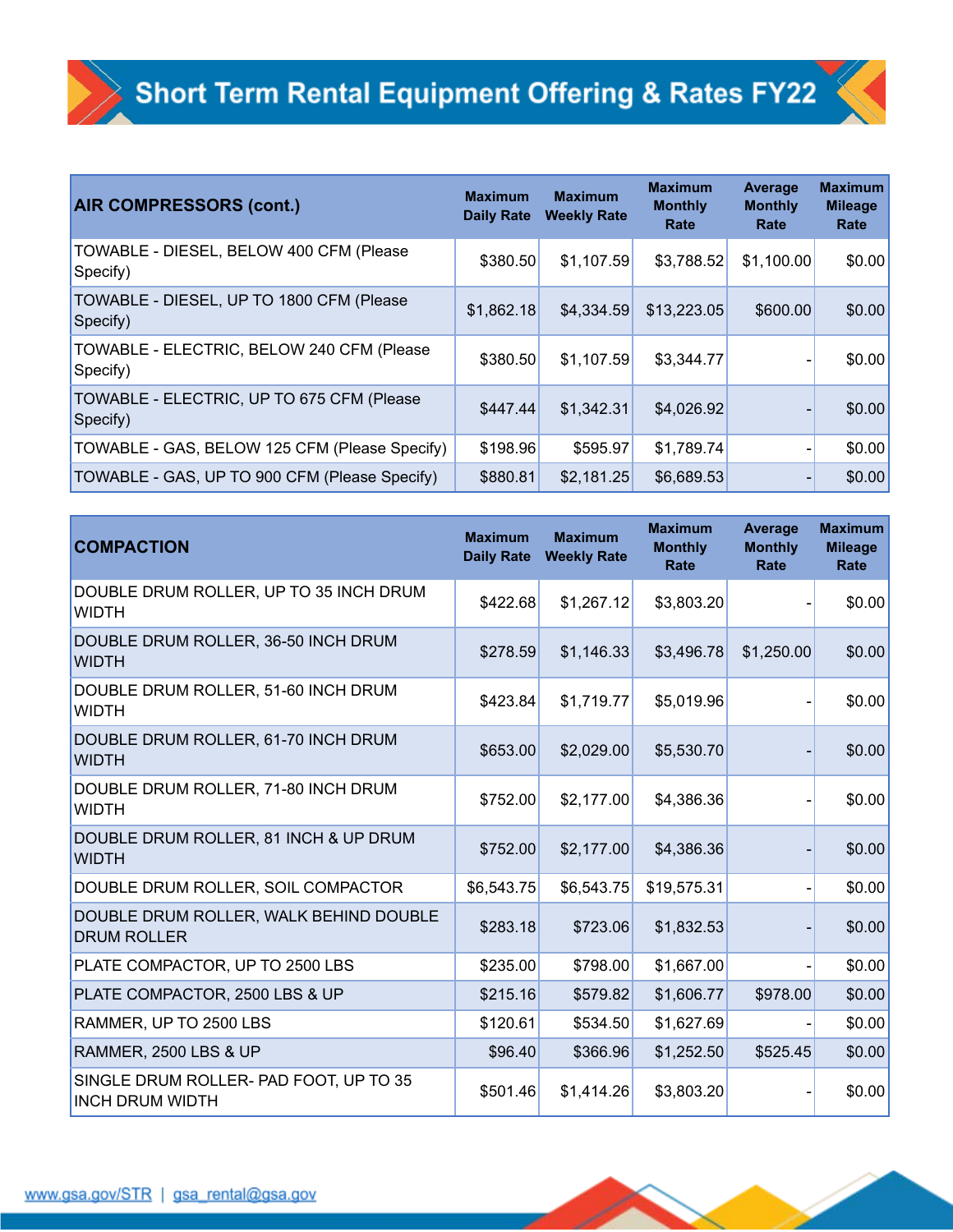# Short Term Rental Equipment Offering & Rates FY22

| AIR COMPRESSORS (cont.) | Maximum Daily Rate | Maximum Weekly Rate | Maximum Monthly Rate | Average Monthly Rate | Maximum Mileage Rate |
|---|---|---|---|---|---|
| TOWABLE - DIESEL, BELOW 400 CFM (Please Specify) | $380.50 | $1,107.59 | $3,788.52 | $1,100.00 | $0.00 |
| TOWABLE - DIESEL, UP TO 1800 CFM (Please Specify) | $1,862.18 | $4,334.59 | $13,223.05 | $600.00 | $0.00 |
| TOWABLE - ELECTRIC, BELOW 240 CFM (Please Specify) | $380.50 | $1,107.59 | $3,344.77 | - | $0.00 |
| TOWABLE - ELECTRIC, UP TO 675 CFM (Please Specify) | $447.44 | $1,342.31 | $4,026.92 | - | $0.00 |
| TOWABLE - GAS, BELOW 125 CFM (Please Specify) | $198.96 | $595.97 | $1,789.74 | - | $0.00 |
| TOWABLE - GAS, UP TO 900 CFM (Please Specify) | $880.81 | $2,181.25 | $6,689.53 | - | $0.00 |

| COMPACTION | Maximum Daily Rate | Maximum Weekly Rate | Maximum Monthly Rate | Average Monthly Rate | Maximum Mileage Rate |
|---|---|---|---|---|---|
| DOUBLE DRUM ROLLER, UP TO 35 INCH DRUM WIDTH | $422.68 | $1,267.12 | $3,803.20 | - | $0.00 |
| DOUBLE DRUM ROLLER, 36-50 INCH DRUM WIDTH | $278.59 | $1,146.33 | $3,496.78 | $1,250.00 | $0.00 |
| DOUBLE DRUM ROLLER, 51-60 INCH DRUM WIDTH | $423.84 | $1,719.77 | $5,019.96 | - | $0.00 |
| DOUBLE DRUM ROLLER, 61-70 INCH DRUM WIDTH | $653.00 | $2,029.00 | $5,530.70 | - | $0.00 |
| DOUBLE DRUM ROLLER, 71-80 INCH DRUM WIDTH | $752.00 | $2,177.00 | $4,386.36 | - | $0.00 |
| DOUBLE DRUM ROLLER, 81 INCH & UP DRUM WIDTH | $752.00 | $2,177.00 | $4,386.36 | - | $0.00 |
| DOUBLE DRUM ROLLER, SOIL COMPACTOR | $6,543.75 | $6,543.75 | $19,575.31 | - | $0.00 |
| DOUBLE DRUM ROLLER, WALK BEHIND DOUBLE DRUM ROLLER | $283.18 | $723.06 | $1,832.53 | - | $0.00 |
| PLATE COMPACTOR, UP TO 2500 LBS | $235.00 | $798.00 | $1,667.00 | - | $0.00 |
| PLATE COMPACTOR, 2500 LBS & UP | $215.16 | $579.82 | $1,606.77 | $978.00 | $0.00 |
| RAMMER, UP TO 2500 LBS | $120.61 | $534.50 | $1,627.69 | - | $0.00 |
| RAMMER, 2500 LBS & UP | $96.40 | $366.96 | $1,252.50 | $525.45 | $0.00 |
| SINGLE DRUM ROLLER- PAD FOOT, UP TO 35 INCH DRUM WIDTH | $501.46 | $1,414.26 | $3,803.20 | - | $0.00 |

www.gsa.gov/STR | gsa_rental@gsa.gov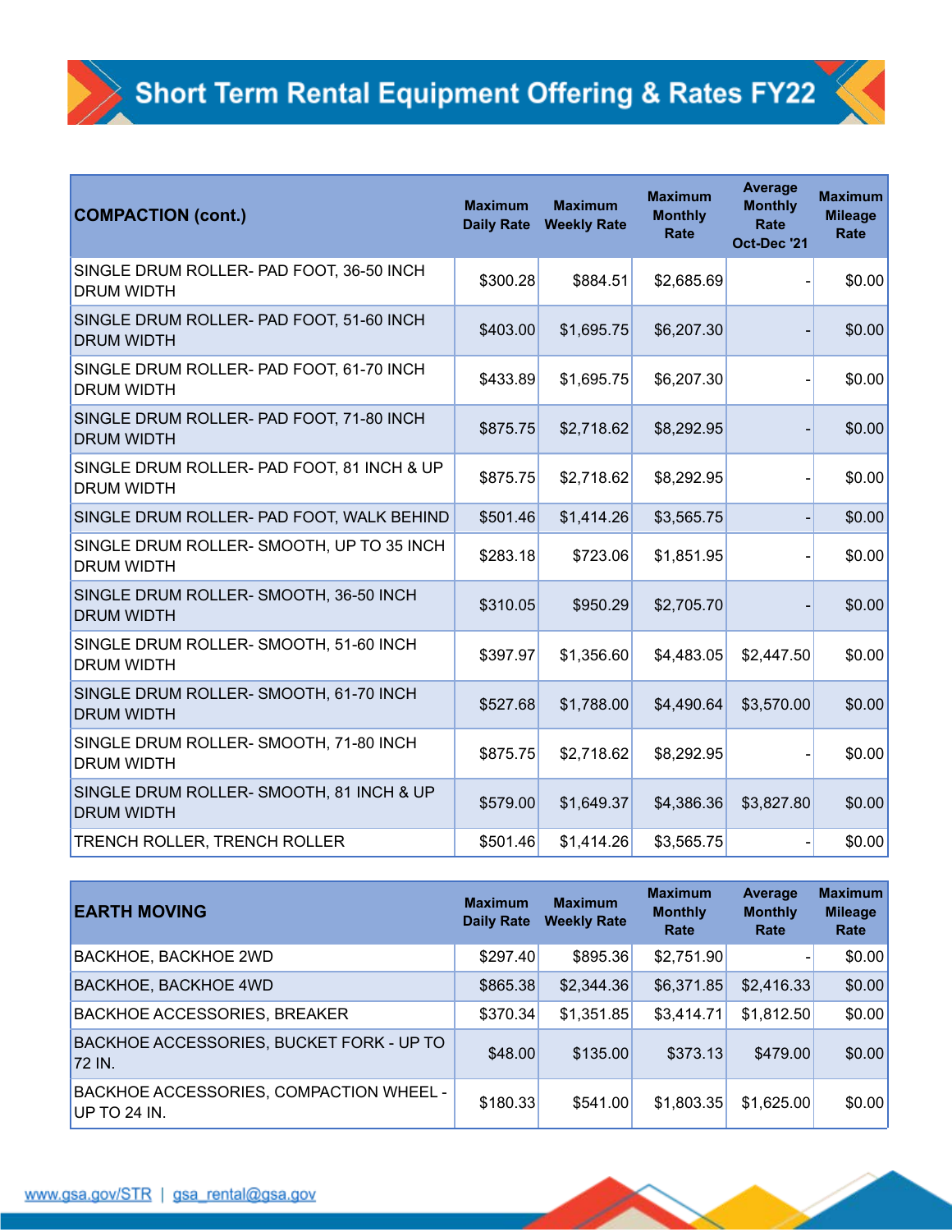# Short Term Rental Equipment Offering & Rates FY22

| COMPACTION (cont.) | Maximum Daily Rate | Maximum Weekly Rate | Maximum Monthly Rate | Average Monthly Rate Oct-Dec '21 | Maximum Mileage Rate |
|---|---|---|---|---|---|
| SINGLE DRUM ROLLER- PAD FOOT, 36-50 INCH DRUM WIDTH | $300.28 | $884.51 | $2,685.69 | - | $0.00 |
| SINGLE DRUM ROLLER- PAD FOOT, 51-60 INCH DRUM WIDTH | $403.00 | $1,695.75 | $6,207.30 | - | $0.00 |
| SINGLE DRUM ROLLER- PAD FOOT, 61-70 INCH DRUM WIDTH | $433.89 | $1,695.75 | $6,207.30 | - | $0.00 |
| SINGLE DRUM ROLLER- PAD FOOT, 71-80 INCH DRUM WIDTH | $875.75 | $2,718.62 | $8,292.95 | - | $0.00 |
| SINGLE DRUM ROLLER- PAD FOOT, 81 INCH & UP DRUM WIDTH | $875.75 | $2,718.62 | $8,292.95 | - | $0.00 |
| SINGLE DRUM ROLLER- PAD FOOT, WALK BEHIND | $501.46 | $1,414.26 | $3,565.75 | - | $0.00 |
| SINGLE DRUM ROLLER- SMOOTH, UP TO 35 INCH DRUM WIDTH | $283.18 | $723.06 | $1,851.95 | - | $0.00 |
| SINGLE DRUM ROLLER- SMOOTH, 36-50 INCH DRUM WIDTH | $310.05 | $950.29 | $2,705.70 | - | $0.00 |
| SINGLE DRUM ROLLER- SMOOTH, 51-60 INCH DRUM WIDTH | $397.97 | $1,356.60 | $4,483.05 | $2,447.50 | $0.00 |
| SINGLE DRUM ROLLER- SMOOTH, 61-70 INCH DRUM WIDTH | $527.68 | $1,788.00 | $4,490.64 | $3,570.00 | $0.00 |
| SINGLE DRUM ROLLER- SMOOTH, 71-80 INCH DRUM WIDTH | $875.75 | $2,718.62 | $8,292.95 | - | $0.00 |
| SINGLE DRUM ROLLER- SMOOTH, 81 INCH & UP DRUM WIDTH | $579.00 | $1,649.37 | $4,386.36 | $3,827.80 | $0.00 |
| TRENCH ROLLER, TRENCH ROLLER | $501.46 | $1,414.26 | $3,565.75 | - | $0.00 |

| EARTH MOVING | Maximum Daily Rate | Maximum Weekly Rate | Maximum Monthly Rate | Average Monthly Rate | Maximum Mileage Rate |
|---|---|---|---|---|---|
| BACKHOE, BACKHOE 2WD | $297.40 | $895.36 | $2,751.90 | - | $0.00 |
| BACKHOE, BACKHOE 4WD | $865.38 | $2,344.36 | $6,371.85 | $2,416.33 | $0.00 |
| BACKHOE ACCESSORIES, BREAKER | $370.34 | $1,351.85 | $3,414.71 | $1,812.50 | $0.00 |
| BACKHOE ACCESSORIES, BUCKET FORK - UP TO 72 IN. | $48.00 | $135.00 | $373.13 | $479.00 | $0.00 |
| BACKHOE ACCESSORIES, COMPACTION WHEEL - UP TO 24 IN. | $180.33 | $541.00 | $1,803.35 | $1,625.00 | $0.00 |

www.gsa.gov/STR | gsa_rental@gsa.gov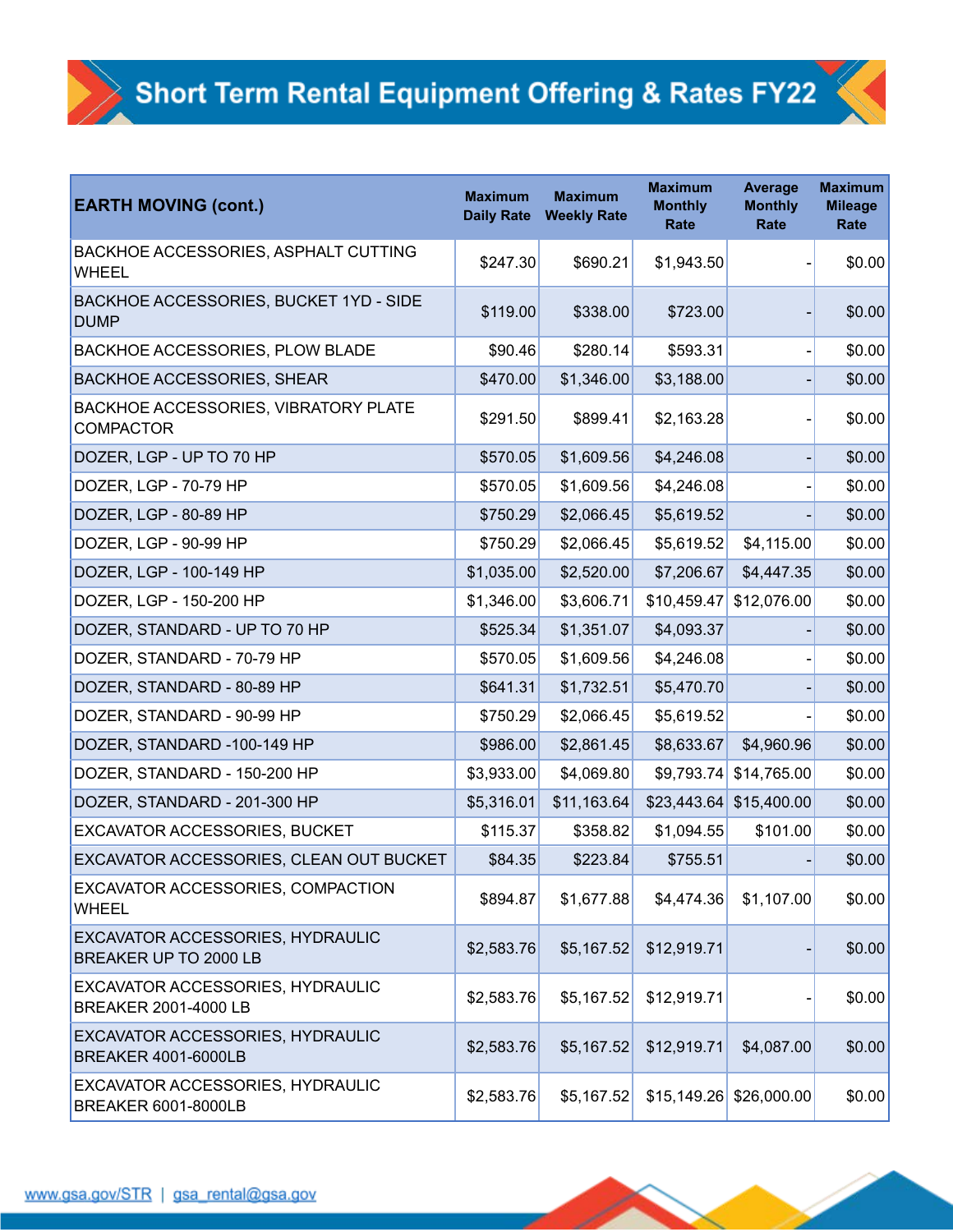# Short Term Rental Equipment Offering & Rates FY22

| EARTH MOVING (cont.) | Maximum Daily Rate | Maximum Weekly Rate | Maximum Monthly Rate | Average Monthly Rate | Maximum Mileage Rate |
|---|---|---|---|---|---|
| BACKHOE ACCESSORIES, ASPHALT CUTTING WHEEL | $247.30 | $690.21 | $1,943.50 | - | $0.00 |
| BACKHOE ACCESSORIES, BUCKET 1YD - SIDE DUMP | $119.00 | $338.00 | $723.00 | - | $0.00 |
| BACKHOE ACCESSORIES, PLOW BLADE | $90.46 | $280.14 | $593.31 | - | $0.00 |
| BACKHOE ACCESSORIES, SHEAR | $470.00 | $1,346.00 | $3,188.00 | - | $0.00 |
| BACKHOE ACCESSORIES, VIBRATORY PLATE COMPACTOR | $291.50 | $899.41 | $2,163.28 | - | $0.00 |
| DOZER, LGP - UP TO 70 HP | $570.05 | $1,609.56 | $4,246.08 | - | $0.00 |
| DOZER, LGP - 70-79 HP | $570.05 | $1,609.56 | $4,246.08 | - | $0.00 |
| DOZER, LGP - 80-89 HP | $750.29 | $2,066.45 | $5,619.52 | - | $0.00 |
| DOZER, LGP - 90-99 HP | $750.29 | $2,066.45 | $5,619.52 | $4,115.00 | $0.00 |
| DOZER, LGP - 100-149 HP | $1,035.00 | $2,520.00 | $7,206.67 | $4,447.35 | $0.00 |
| DOZER, LGP - 150-200 HP | $1,346.00 | $3,606.71 | $10,459.47 | $12,076.00 | $0.00 |
| DOZER, STANDARD - UP TO 70 HP | $525.34 | $1,351.07 | $4,093.37 | - | $0.00 |
| DOZER, STANDARD - 70-79 HP | $570.05 | $1,609.56 | $4,246.08 | - | $0.00 |
| DOZER, STANDARD - 80-89 HP | $641.31 | $1,732.51 | $5,470.70 | - | $0.00 |
| DOZER, STANDARD - 90-99 HP | $750.29 | $2,066.45 | $5,619.52 | - | $0.00 |
| DOZER, STANDARD -100-149 HP | $986.00 | $2,861.45 | $8,633.67 | $4,960.96 | $0.00 |
| DOZER, STANDARD - 150-200 HP | $3,933.00 | $4,069.80 | $9,793.74 | $14,765.00 | $0.00 |
| DOZER, STANDARD - 201-300 HP | $5,316.01 | $11,163.64 | $23,443.64 | $15,400.00 | $0.00 |
| EXCAVATOR ACCESSORIES, BUCKET | $115.37 | $358.82 | $1,094.55 | $101.00 | $0.00 |
| EXCAVATOR ACCESSORIES, CLEAN OUT BUCKET | $84.35 | $223.84 | $755.51 | - | $0.00 |
| EXCAVATOR ACCESSORIES, COMPACTION WHEEL | $894.87 | $1,677.88 | $4,474.36 | $1,107.00 | $0.00 |
| EXCAVATOR ACCESSORIES, HYDRAULIC BREAKER UP TO 2000 LB | $2,583.76 | $5,167.52 | $12,919.71 | - | $0.00 |
| EXCAVATOR ACCESSORIES, HYDRAULIC BREAKER 2001-4000 LB | $2,583.76 | $5,167.52 | $12,919.71 | - | $0.00 |
| EXCAVATOR ACCESSORIES, HYDRAULIC BREAKER 4001-6000LB | $2,583.76 | $5,167.52 | $12,919.71 | $4,087.00 | $0.00 |
| EXCAVATOR ACCESSORIES, HYDRAULIC BREAKER 6001-8000LB | $2,583.76 | $5,167.52 | $15,149.26 | $26,000.00 | $0.00 |

www.gsa.gov/STR | gsa_rental@gsa.gov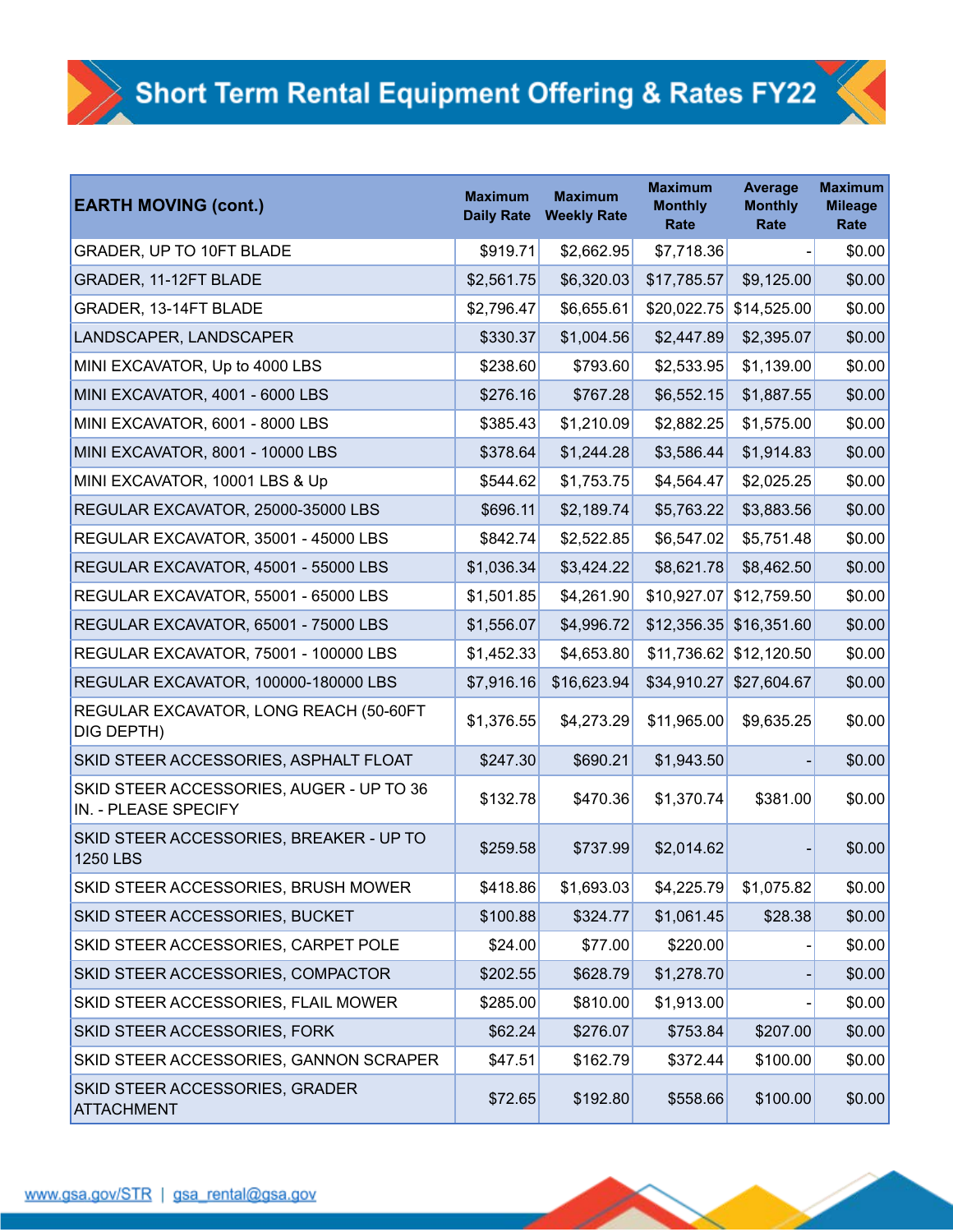# Short Term Rental Equipment Offering & Rates FY22

| EARTH MOVING (cont.) | Maximum Daily Rate | Maximum Weekly Rate | Maximum Monthly Rate | Average Monthly Rate | Maximum Mileage Rate |
|---|---|---|---|---|---|
| GRADER, UP TO 10FT BLADE | $919.71 | $2,662.95 | $7,718.36 | - | $0.00 |
| GRADER, 11-12FT BLADE | $2,561.75 | $6,320.03 | $17,785.57 | $9,125.00 | $0.00 |
| GRADER, 13-14FT BLADE | $2,796.47 | $6,655.61 | $20,022.75 | $14,525.00 | $0.00 |
| LANDSCAPER, LANDSCAPER | $330.37 | $1,004.56 | $2,447.89 | $2,395.07 | $0.00 |
| MINI EXCAVATOR, Up to 4000 LBS | $238.60 | $793.60 | $2,533.95 | $1,139.00 | $0.00 |
| MINI EXCAVATOR, 4001 - 6000 LBS | $276.16 | $767.28 | $6,552.15 | $1,887.55 | $0.00 |
| MINI EXCAVATOR, 6001 - 8000 LBS | $385.43 | $1,210.09 | $2,882.25 | $1,575.00 | $0.00 |
| MINI EXCAVATOR, 8001 - 10000 LBS | $378.64 | $1,244.28 | $3,586.44 | $1,914.83 | $0.00 |
| MINI EXCAVATOR, 10001 LBS & Up | $544.62 | $1,753.75 | $4,564.47 | $2,025.25 | $0.00 |
| REGULAR EXCAVATOR, 25000-35000 LBS | $696.11 | $2,189.74 | $5,763.22 | $3,883.56 | $0.00 |
| REGULAR EXCAVATOR, 35001 - 45000 LBS | $842.74 | $2,522.85 | $6,547.02 | $5,751.48 | $0.00 |
| REGULAR EXCAVATOR, 45001 - 55000 LBS | $1,036.34 | $3,424.22 | $8,621.78 | $8,462.50 | $0.00 |
| REGULAR EXCAVATOR, 55001 - 65000 LBS | $1,501.85 | $4,261.90 | $10,927.07 | $12,759.50 | $0.00 |
| REGULAR EXCAVATOR, 65001 - 75000 LBS | $1,556.07 | $4,996.72 | $12,356.35 | $16,351.60 | $0.00 |
| REGULAR EXCAVATOR, 75001 - 100000 LBS | $1,452.33 | $4,653.80 | $11,736.62 | $12,120.50 | $0.00 |
| REGULAR EXCAVATOR, 100000-180000 LBS | $7,916.16 | $16,623.94 | $34,910.27 | $27,604.67 | $0.00 |
| REGULAR EXCAVATOR, LONG REACH (50-60FT DIG DEPTH) | $1,376.55 | $4,273.29 | $11,965.00 | $9,635.25 | $0.00 |
| SKID STEER ACCESSORIES, ASPHALT FLOAT | $247.30 | $690.21 | $1,943.50 | - | $0.00 |
| SKID STEER ACCESSORIES, AUGER - UP TO 36 IN. - PLEASE SPECIFY | $132.78 | $470.36 | $1,370.74 | $381.00 | $0.00 |
| SKID STEER ACCESSORIES, BREAKER - UP TO 1250 LBS | $259.58 | $737.99 | $2,014.62 | - | $0.00 |
| SKID STEER ACCESSORIES, BRUSH MOWER | $418.86 | $1,693.03 | $4,225.79 | $1,075.82 | $0.00 |
| SKID STEER ACCESSORIES, BUCKET | $100.88 | $324.77 | $1,061.45 | $28.38 | $0.00 |
| SKID STEER ACCESSORIES, CARPET POLE | $24.00 | $77.00 | $220.00 | - | $0.00 |
| SKID STEER ACCESSORIES, COMPACTOR | $202.55 | $628.79 | $1,278.70 | - | $0.00 |
| SKID STEER ACCESSORIES, FLAIL MOWER | $285.00 | $810.00 | $1,913.00 | - | $0.00 |
| SKID STEER ACCESSORIES, FORK | $62.24 | $276.07 | $753.84 | $207.00 | $0.00 |
| SKID STEER ACCESSORIES, GANNON SCRAPER | $47.51 | $162.79 | $372.44 | $100.00 | $0.00 |
| SKID STEER ACCESSORIES, GRADER ATTACHMENT | $72.65 | $192.80 | $558.66 | $100.00 | $0.00 |

www.gsa.gov/STR | gsa_rental@gsa.gov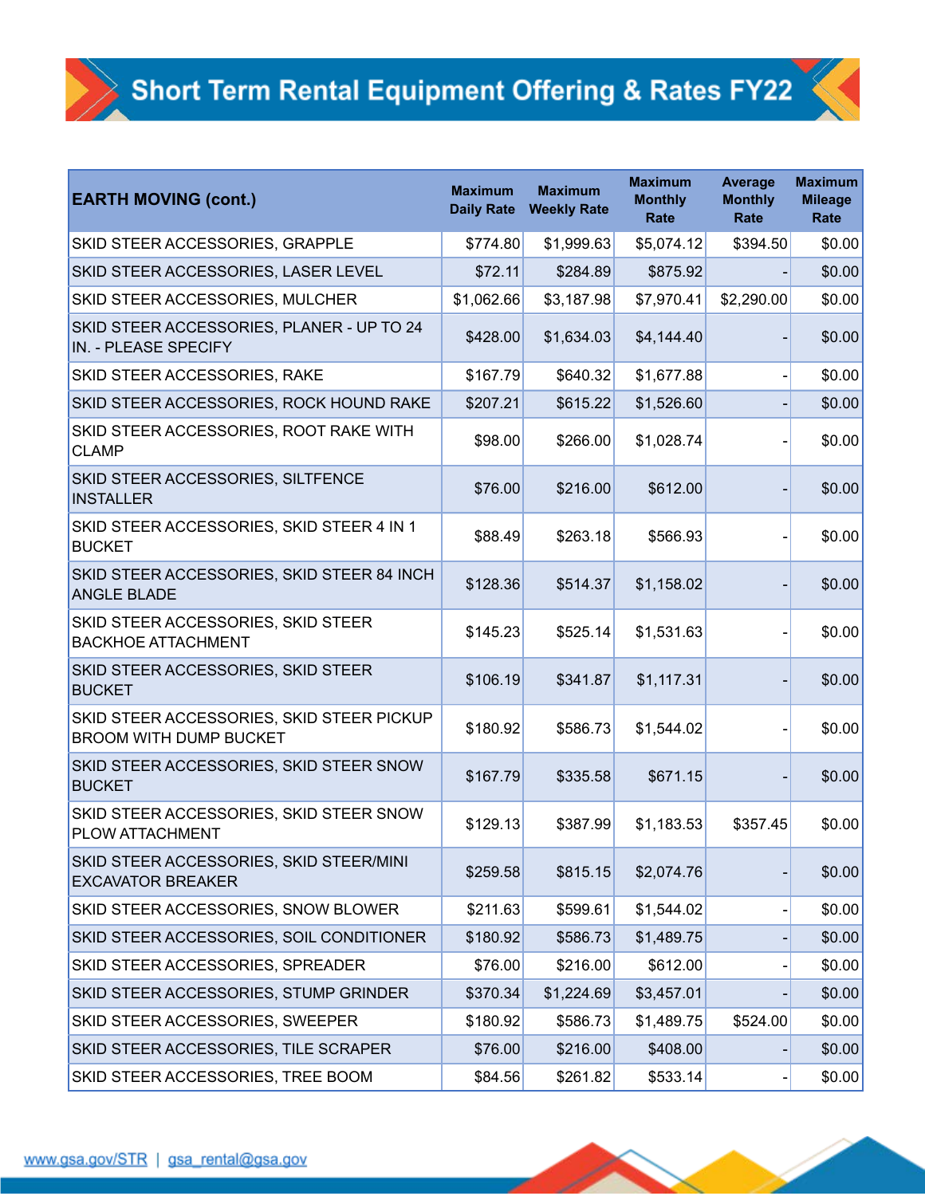# Short Term Rental Equipment Offering & Rates FY22

| EARTH MOVING (cont.) | Maximum Daily Rate | Maximum Weekly Rate | Maximum Monthly Rate | Average Monthly Rate | Maximum Mileage Rate |
|---|---|---|---|---|---|
| SKID STEER ACCESSORIES, GRAPPLE | $774.80 | $1,999.63 | $5,074.12 | $394.50 | $0.00 |
| SKID STEER ACCESSORIES, LASER LEVEL | $72.11 | $284.89 | $875.92 | - | $0.00 |
| SKID STEER ACCESSORIES, MULCHER | $1,062.66 | $3,187.98 | $7,970.41 | $2,290.00 | $0.00 |
| SKID STEER ACCESSORIES, PLANER - UP TO 24 IN. - PLEASE SPECIFY | $428.00 | $1,634.03 | $4,144.40 | - | $0.00 |
| SKID STEER ACCESSORIES, RAKE | $167.79 | $640.32 | $1,677.88 | - | $0.00 |
| SKID STEER ACCESSORIES, ROCK HOUND RAKE | $207.21 | $615.22 | $1,526.60 | - | $0.00 |
| SKID STEER ACCESSORIES, ROOT RAKE WITH CLAMP | $98.00 | $266.00 | $1,028.74 | - | $0.00 |
| SKID STEER ACCESSORIES, SILTFENCE INSTALLER | $76.00 | $216.00 | $612.00 | - | $0.00 |
| SKID STEER ACCESSORIES, SKID STEER 4 IN 1 BUCKET | $88.49 | $263.18 | $566.93 | - | $0.00 |
| SKID STEER ACCESSORIES, SKID STEER 84 INCH ANGLE BLADE | $128.36 | $514.37 | $1,158.02 | - | $0.00 |
| SKID STEER ACCESSORIES, SKID STEER BACKHOE ATTACHMENT | $145.23 | $525.14 | $1,531.63 | - | $0.00 |
| SKID STEER ACCESSORIES, SKID STEER BUCKET | $106.19 | $341.87 | $1,117.31 | - | $0.00 |
| SKID STEER ACCESSORIES, SKID STEER PICKUP BROOM WITH DUMP BUCKET | $180.92 | $586.73 | $1,544.02 | - | $0.00 |
| SKID STEER ACCESSORIES, SKID STEER SNOW BUCKET | $167.79 | $335.58 | $671.15 | - | $0.00 |
| SKID STEER ACCESSORIES, SKID STEER SNOW PLOW ATTACHMENT | $129.13 | $387.99 | $1,183.53 | $357.45 | $0.00 |
| SKID STEER ACCESSORIES, SKID STEER/MINI EXCAVATOR BREAKER | $259.58 | $815.15 | $2,074.76 | - | $0.00 |
| SKID STEER ACCESSORIES, SNOW BLOWER | $211.63 | $599.61 | $1,544.02 | - | $0.00 |
| SKID STEER ACCESSORIES, SOIL CONDITIONER | $180.92 | $586.73 | $1,489.75 | - | $0.00 |
| SKID STEER ACCESSORIES, SPREADER | $76.00 | $216.00 | $612.00 | - | $0.00 |
| SKID STEER ACCESSORIES, STUMP GRINDER | $370.34 | $1,224.69 | $3,457.01 | - | $0.00 |
| SKID STEER ACCESSORIES, SWEEPER | $180.92 | $586.73 | $1,489.75 | $524.00 | $0.00 |
| SKID STEER ACCESSORIES, TILE SCRAPER | $76.00 | $216.00 | $408.00 | - | $0.00 |
| SKID STEER ACCESSORIES, TREE BOOM | $84.56 | $261.82 | $533.14 | - | $0.00 |

www.gsa.gov/STR | gsa_rental@gsa.gov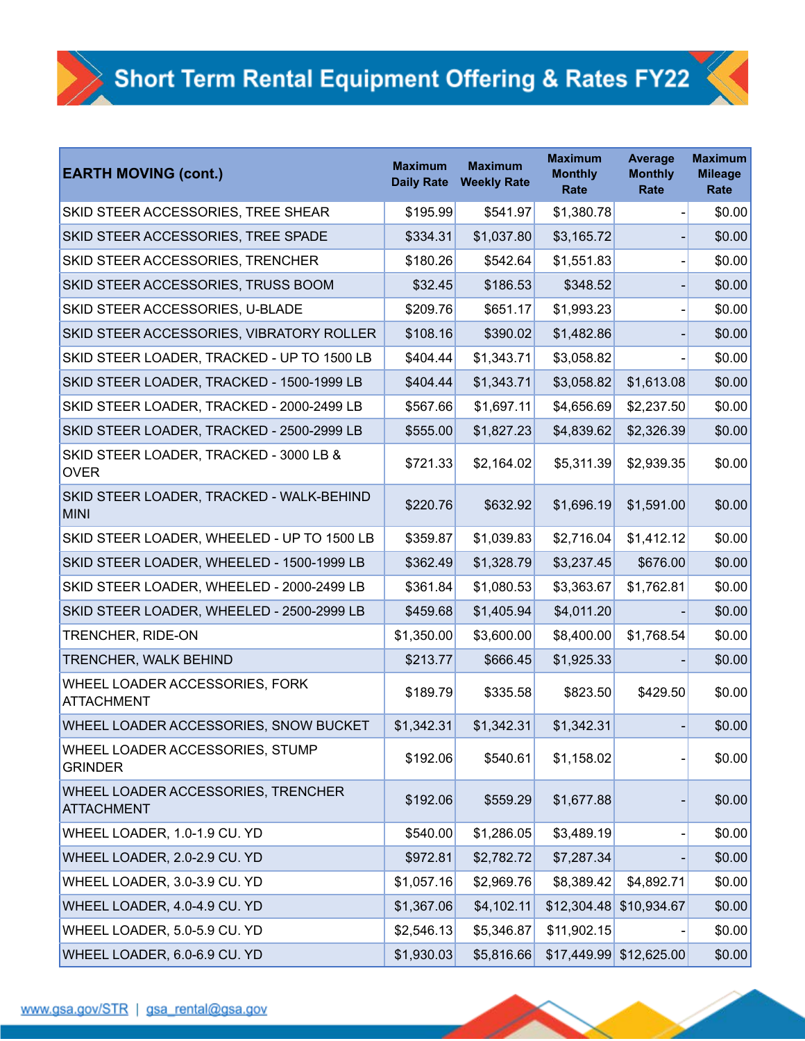# Short Term Rental Equipment Offering & Rates FY22

| EARTH MOVING (cont.) | Maximum Daily Rate | Maximum Weekly Rate | Maximum Monthly Rate | Average Monthly Rate | Maximum Mileage Rate |
|---|---|---|---|---|---|
| SKID STEER ACCESSORIES, TREE SHEAR | $195.99 | $541.97 | $1,380.78 | - | $0.00 |
| SKID STEER ACCESSORIES, TREE SPADE | $334.31 | $1,037.80 | $3,165.72 | - | $0.00 |
| SKID STEER ACCESSORIES, TRENCHER | $180.26 | $542.64 | $1,551.83 | - | $0.00 |
| SKID STEER ACCESSORIES, TRUSS BOOM | $32.45 | $186.53 | $348.52 | - | $0.00 |
| SKID STEER ACCESSORIES, U-BLADE | $209.76 | $651.17 | $1,993.23 | - | $0.00 |
| SKID STEER ACCESSORIES, VIBRATORY ROLLER | $108.16 | $390.02 | $1,482.86 | - | $0.00 |
| SKID STEER LOADER, TRACKED - UP TO 1500 LB | $404.44 | $1,343.71 | $3,058.82 | - | $0.00 |
| SKID STEER LOADER, TRACKED - 1500-1999 LB | $404.44 | $1,343.71 | $3,058.82 | $1,613.08 | $0.00 |
| SKID STEER LOADER, TRACKED - 2000-2499 LB | $567.66 | $1,697.11 | $4,656.69 | $2,237.50 | $0.00 |
| SKID STEER LOADER, TRACKED - 2500-2999 LB | $555.00 | $1,827.23 | $4,839.62 | $2,326.39 | $0.00 |
| SKID STEER LOADER, TRACKED - 3000 LB & OVER | $721.33 | $2,164.02 | $5,311.39 | $2,939.35 | $0.00 |
| SKID STEER LOADER, TRACKED - WALK-BEHIND MINI | $220.76 | $632.92 | $1,696.19 | $1,591.00 | $0.00 |
| SKID STEER LOADER, WHEELED - UP TO 1500 LB | $359.87 | $1,039.83 | $2,716.04 | $1,412.12 | $0.00 |
| SKID STEER LOADER, WHEELED - 1500-1999 LB | $362.49 | $1,328.79 | $3,237.45 | $676.00 | $0.00 |
| SKID STEER LOADER, WHEELED - 2000-2499 LB | $361.84 | $1,080.53 | $3,363.67 | $1,762.81 | $0.00 |
| SKID STEER LOADER, WHEELED - 2500-2999 LB | $459.68 | $1,405.94 | $4,011.20 | - | $0.00 |
| TRENCHER, RIDE-ON | $1,350.00 | $3,600.00 | $8,400.00 | $1,768.54 | $0.00 |
| TRENCHER, WALK BEHIND | $213.77 | $666.45 | $1,925.33 | - | $0.00 |
| WHEEL LOADER ACCESSORIES, FORK ATTACHMENT | $189.79 | $335.58 | $823.50 | $429.50 | $0.00 |
| WHEEL LOADER ACCESSORIES, SNOW BUCKET | $1,342.31 | $1,342.31 | $1,342.31 | - | $0.00 |
| WHEEL LOADER ACCESSORIES, STUMP GRINDER | $192.06 | $540.61 | $1,158.02 | - | $0.00 |
| WHEEL LOADER ACCESSORIES, TRENCHER ATTACHMENT | $192.06 | $559.29 | $1,677.88 | - | $0.00 |
| WHEEL LOADER, 1.0-1.9 CU. YD | $540.00 | $1,286.05 | $3,489.19 | - | $0.00 |
| WHEEL LOADER, 2.0-2.9 CU. YD | $972.81 | $2,782.72 | $7,287.34 | - | $0.00 |
| WHEEL LOADER, 3.0-3.9 CU. YD | $1,057.16 | $2,969.76 | $8,389.42 | $4,892.71 | $0.00 |
| WHEEL LOADER, 4.0-4.9 CU. YD | $1,367.06 | $4,102.11 | $12,304.48 | $10,934.67 | $0.00 |
| WHEEL LOADER, 5.0-5.9 CU. YD | $2,546.13 | $5,346.87 | $11,902.15 | - | $0.00 |
| WHEEL LOADER, 6.0-6.9 CU. YD | $1,930.03 | $5,816.66 | $17,449.99 | $12,625.00 | $0.00 |

www.gsa.gov/STR | gsa_rental@gsa.gov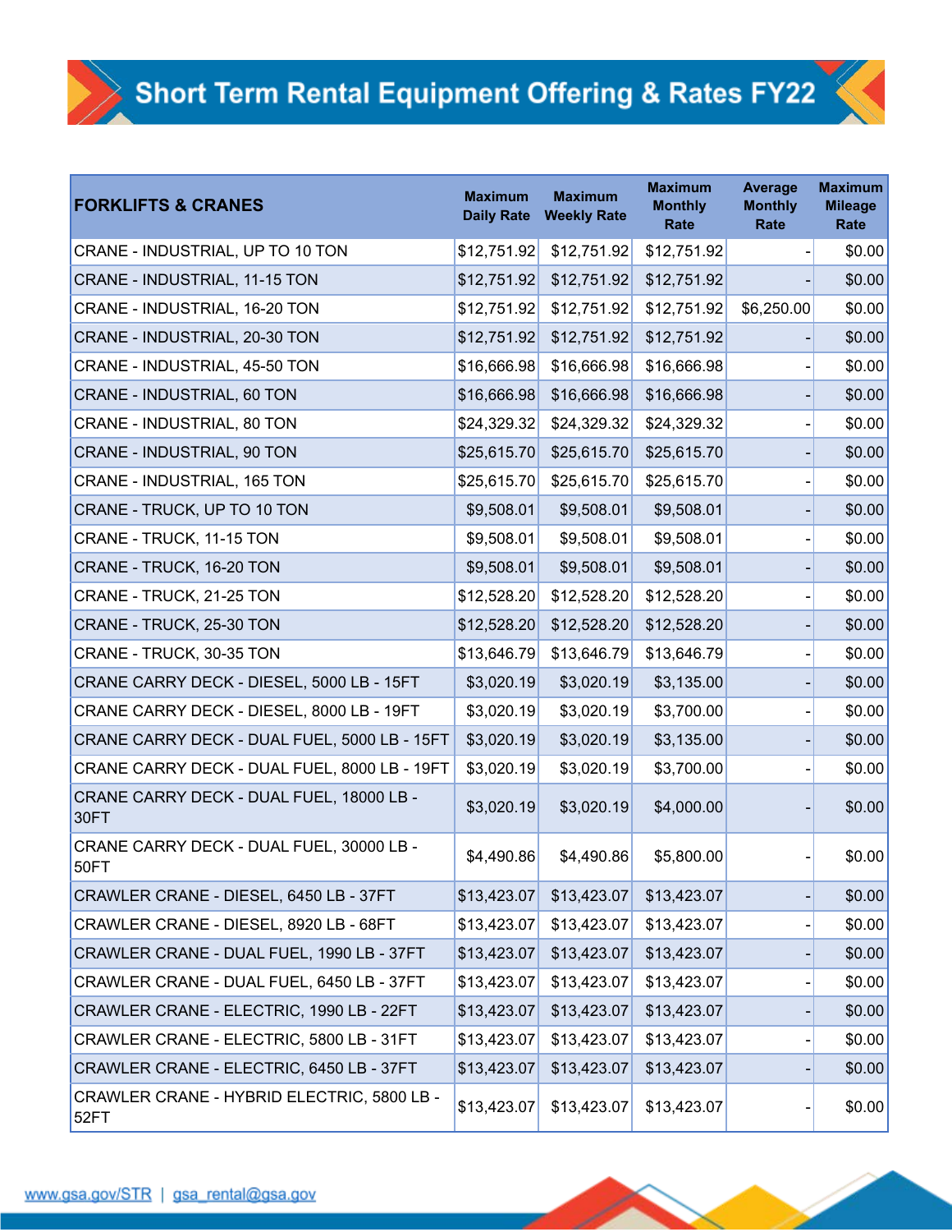# Short Term Rental Equipment Offering & Rates FY22

| FORKLIFTS & CRANES | Maximum Daily Rate | Maximum Weekly Rate | Maximum Monthly Rate | Average Monthly Rate | Maximum Mileage Rate |
|---|---|---|---|---|---|
| CRANE - INDUSTRIAL, UP TO 10 TON | $12,751.92 | $12,751.92 | $12,751.92 | - | $0.00 |
| CRANE - INDUSTRIAL, 11-15 TON | $12,751.92 | $12,751.92 | $12,751.92 | - | $0.00 |
| CRANE - INDUSTRIAL, 16-20 TON | $12,751.92 | $12,751.92 | $12,751.92 | $6,250.00 | $0.00 |
| CRANE - INDUSTRIAL, 20-30 TON | $12,751.92 | $12,751.92 | $12,751.92 | - | $0.00 |
| CRANE - INDUSTRIAL, 45-50 TON | $16,666.98 | $16,666.98 | $16,666.98 | - | $0.00 |
| CRANE - INDUSTRIAL, 60 TON | $16,666.98 | $16,666.98 | $16,666.98 | - | $0.00 |
| CRANE - INDUSTRIAL, 80 TON | $24,329.32 | $24,329.32 | $24,329.32 | - | $0.00 |
| CRANE - INDUSTRIAL, 90 TON | $25,615.70 | $25,615.70 | $25,615.70 | - | $0.00 |
| CRANE - INDUSTRIAL, 165 TON | $25,615.70 | $25,615.70 | $25,615.70 | - | $0.00 |
| CRANE - TRUCK, UP TO 10 TON | $9,508.01 | $9,508.01 | $9,508.01 | - | $0.00 |
| CRANE - TRUCK, 11-15 TON | $9,508.01 | $9,508.01 | $9,508.01 | - | $0.00 |
| CRANE - TRUCK, 16-20 TON | $9,508.01 | $9,508.01 | $9,508.01 | - | $0.00 |
| CRANE - TRUCK, 21-25 TON | $12,528.20 | $12,528.20 | $12,528.20 | - | $0.00 |
| CRANE - TRUCK, 25-30 TON | $12,528.20 | $12,528.20 | $12,528.20 | - | $0.00 |
| CRANE - TRUCK, 30-35 TON | $13,646.79 | $13,646.79 | $13,646.79 | - | $0.00 |
| CRANE CARRY DECK - DIESEL, 5000 LB - 15FT | $3,020.19 | $3,020.19 | $3,135.00 | - | $0.00 |
| CRANE CARRY DECK - DIESEL, 8000 LB - 19FT | $3,020.19 | $3,020.19 | $3,700.00 | - | $0.00 |
| CRANE CARRY DECK - DUAL FUEL, 5000 LB - 15FT | $3,020.19 | $3,020.19 | $3,135.00 | - | $0.00 |
| CRANE CARRY DECK - DUAL FUEL, 8000 LB - 19FT | $3,020.19 | $3,020.19 | $3,700.00 | - | $0.00 |
| CRANE CARRY DECK - DUAL FUEL, 18000 LB - 30FT | $3,020.19 | $3,020.19 | $4,000.00 | - | $0.00 |
| CRANE CARRY DECK - DUAL FUEL, 30000 LB - 50FT | $4,490.86 | $4,490.86 | $5,800.00 | - | $0.00 |
| CRAWLER CRANE - DIESEL, 6450 LB - 37FT | $13,423.07 | $13,423.07 | $13,423.07 | - | $0.00 |
| CRAWLER CRANE - DIESEL, 8920 LB - 68FT | $13,423.07 | $13,423.07 | $13,423.07 | - | $0.00 |
| CRAWLER CRANE - DUAL FUEL, 1990 LB - 37FT | $13,423.07 | $13,423.07 | $13,423.07 | - | $0.00 |
| CRAWLER CRANE - DUAL FUEL, 6450 LB - 37FT | $13,423.07 | $13,423.07 | $13,423.07 | - | $0.00 |
| CRAWLER CRANE - ELECTRIC, 1990 LB - 22FT | $13,423.07 | $13,423.07 | $13,423.07 | - | $0.00 |
| CRAWLER CRANE - ELECTRIC, 5800 LB - 31FT | $13,423.07 | $13,423.07 | $13,423.07 | - | $0.00 |
| CRAWLER CRANE - ELECTRIC, 6450 LB - 37FT | $13,423.07 | $13,423.07 | $13,423.07 | - | $0.00 |
| CRAWLER CRANE - HYBRID ELECTRIC, 5800 LB - 52FT | $13,423.07 | $13,423.07 | $13,423.07 | - | $0.00 |

www.gsa.gov/STR | gsa_rental@gsa.gov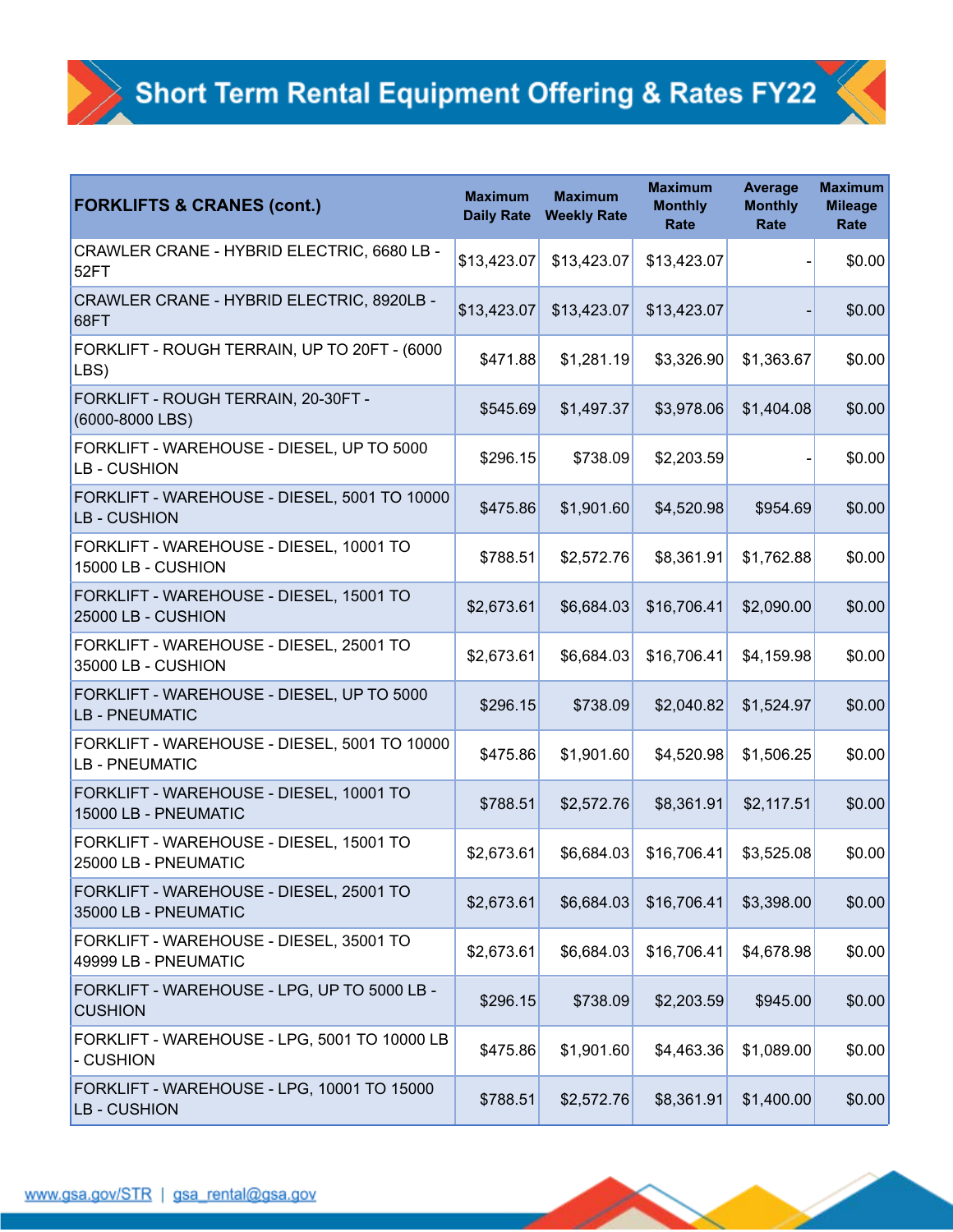# Short Term Rental Equipment Offering & Rates FY22

| FORKLIFTS & CRANES (cont.) | Maximum Daily Rate | Maximum Weekly Rate | Maximum Monthly Rate | Average Monthly Rate | Maximum Mileage Rate |
|---|---|---|---|---|---|
| CRAWLER CRANE - HYBRID ELECTRIC, 6680 LB - 52FT | $13,423.07 | $13,423.07 | $13,423.07 | - | $0.00 |
| CRAWLER CRANE - HYBRID ELECTRIC, 8920LB - 68FT | $13,423.07 | $13,423.07 | $13,423.07 | - | $0.00 |
| FORKLIFT - ROUGH TERRAIN, UP TO 20FT - (6000 LBS) | $471.88 | $1,281.19 | $3,326.90 | $1,363.67 | $0.00 |
| FORKLIFT - ROUGH TERRAIN, 20-30FT - (6000-8000 LBS) | $545.69 | $1,497.37 | $3,978.06 | $1,404.08 | $0.00 |
| FORKLIFT - WAREHOUSE - DIESEL, UP TO 5000 LB - CUSHION | $296.15 | $738.09 | $2,203.59 | - | $0.00 |
| FORKLIFT - WAREHOUSE - DIESEL, 5001 TO 10000 LB - CUSHION | $475.86 | $1,901.60 | $4,520.98 | $954.69 | $0.00 |
| FORKLIFT - WAREHOUSE - DIESEL, 10001 TO 15000 LB - CUSHION | $788.51 | $2,572.76 | $8,361.91 | $1,762.88 | $0.00 |
| FORKLIFT - WAREHOUSE - DIESEL, 15001 TO 25000 LB - CUSHION | $2,673.61 | $6,684.03 | $16,706.41 | $2,090.00 | $0.00 |
| FORKLIFT - WAREHOUSE - DIESEL, 25001 TO 35000 LB - CUSHION | $2,673.61 | $6,684.03 | $16,706.41 | $4,159.98 | $0.00 |
| FORKLIFT - WAREHOUSE - DIESEL, UP TO 5000 LB - PNEUMATIC | $296.15 | $738.09 | $2,040.82 | $1,524.97 | $0.00 |
| FORKLIFT - WAREHOUSE - DIESEL, 5001 TO 10000 LB - PNEUMATIC | $475.86 | $1,901.60 | $4,520.98 | $1,506.25 | $0.00 |
| FORKLIFT - WAREHOUSE - DIESEL, 10001 TO 15000 LB - PNEUMATIC | $788.51 | $2,572.76 | $8,361.91 | $2,117.51 | $0.00 |
| FORKLIFT - WAREHOUSE - DIESEL, 15001 TO 25000 LB - PNEUMATIC | $2,673.61 | $6,684.03 | $16,706.41 | $3,525.08 | $0.00 |
| FORKLIFT - WAREHOUSE - DIESEL, 25001 TO 35000 LB - PNEUMATIC | $2,673.61 | $6,684.03 | $16,706.41 | $3,398.00 | $0.00 |
| FORKLIFT - WAREHOUSE - DIESEL, 35001 TO 49999 LB - PNEUMATIC | $2,673.61 | $6,684.03 | $16,706.41 | $4,678.98 | $0.00 |
| FORKLIFT - WAREHOUSE - LPG, UP TO 5000 LB - CUSHION | $296.15 | $738.09 | $2,203.59 | $945.00 | $0.00 |
| FORKLIFT - WAREHOUSE - LPG, 5001 TO 10000 LB - CUSHION | $475.86 | $1,901.60 | $4,463.36 | $1,089.00 | $0.00 |
| FORKLIFT - WAREHOUSE - LPG, 10001 TO 15000 LB - CUSHION | $788.51 | $2,572.76 | $8,361.91 | $1,400.00 | $0.00 |

www.gsa.gov/STR | gsa_rental@gsa.gov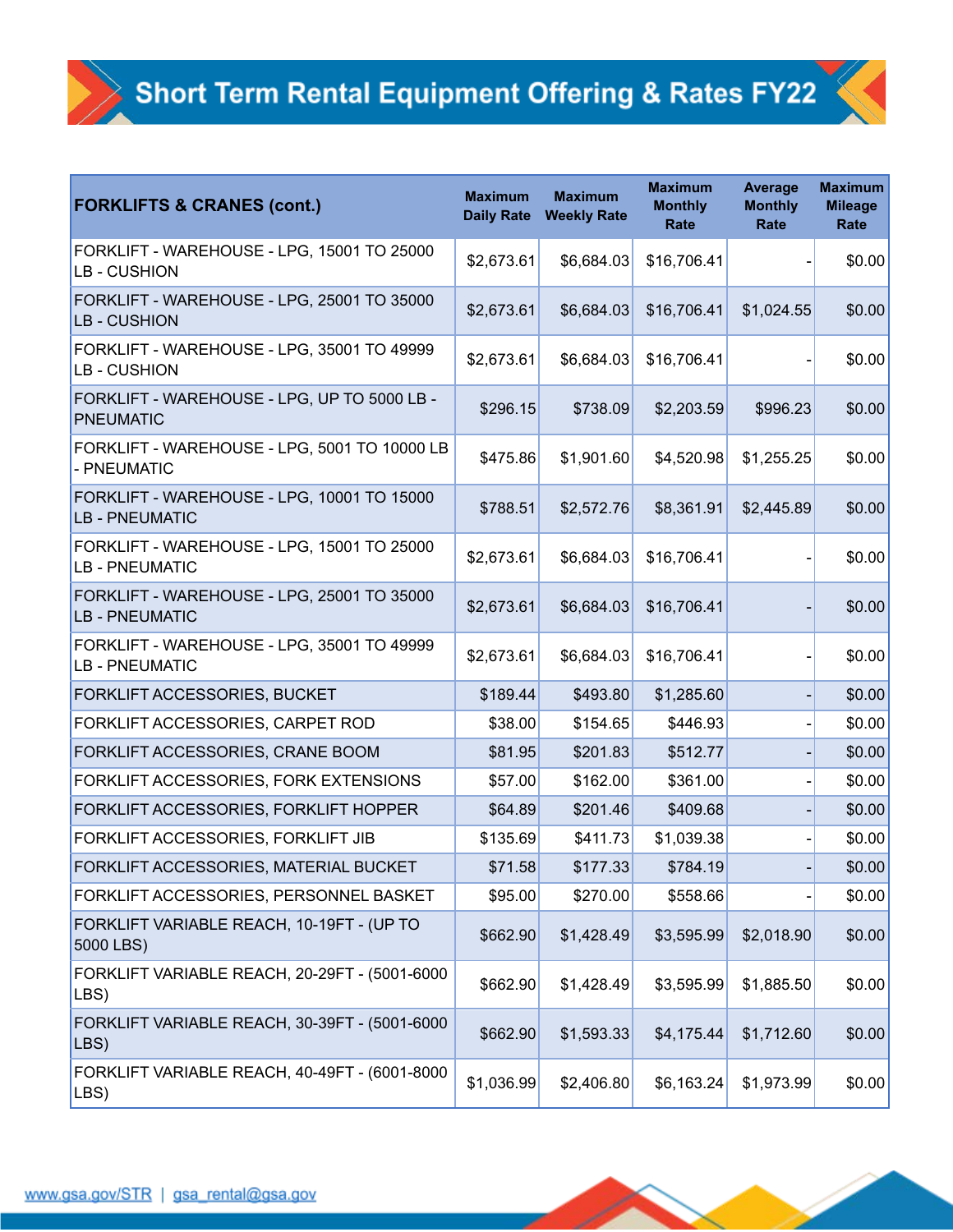# Short Term Rental Equipment Offering & Rates FY22

| FORKLIFTS & CRANES (cont.) | Maximum Daily Rate | Maximum Weekly Rate | Maximum Monthly Rate | Average Monthly Rate | Maximum Mileage Rate |
|---|---|---|---|---|---|
| FORKLIFT - WAREHOUSE - LPG, 15001 TO 25000 LB - CUSHION | $2,673.61 | $6,684.03 | $16,706.41 | - | $0.00 |
| FORKLIFT - WAREHOUSE - LPG, 25001 TO 35000 LB - CUSHION | $2,673.61 | $6,684.03 | $16,706.41 | $1,024.55 | $0.00 |
| FORKLIFT - WAREHOUSE - LPG, 35001 TO 49999 LB - CUSHION | $2,673.61 | $6,684.03 | $16,706.41 | - | $0.00 |
| FORKLIFT - WAREHOUSE - LPG, UP TO 5000 LB - PNEUMATIC | $296.15 | $738.09 | $2,203.59 | $996.23 | $0.00 |
| FORKLIFT - WAREHOUSE - LPG, 5001 TO 10000 LB - PNEUMATIC | $475.86 | $1,901.60 | $4,520.98 | $1,255.25 | $0.00 |
| FORKLIFT - WAREHOUSE - LPG, 10001 TO 15000 LB - PNEUMATIC | $788.51 | $2,572.76 | $8,361.91 | $2,445.89 | $0.00 |
| FORKLIFT - WAREHOUSE - LPG, 15001 TO 25000 LB - PNEUMATIC | $2,673.61 | $6,684.03 | $16,706.41 | - | $0.00 |
| FORKLIFT - WAREHOUSE - LPG, 25001 TO 35000 LB - PNEUMATIC | $2,673.61 | $6,684.03 | $16,706.41 | - | $0.00 |
| FORKLIFT - WAREHOUSE - LPG, 35001 TO 49999 LB - PNEUMATIC | $2,673.61 | $6,684.03 | $16,706.41 | - | $0.00 |
| FORKLIFT ACCESSORIES, BUCKET | $189.44 | $493.80 | $1,285.60 | - | $0.00 |
| FORKLIFT ACCESSORIES, CARPET ROD | $38.00 | $154.65 | $446.93 | - | $0.00 |
| FORKLIFT ACCESSORIES, CRANE BOOM | $81.95 | $201.83 | $512.77 | - | $0.00 |
| FORKLIFT ACCESSORIES, FORK EXTENSIONS | $57.00 | $162.00 | $361.00 | - | $0.00 |
| FORKLIFT ACCESSORIES, FORKLIFT HOPPER | $64.89 | $201.46 | $409.68 | - | $0.00 |
| FORKLIFT ACCESSORIES, FORKLIFT JIB | $135.69 | $411.73 | $1,039.38 | - | $0.00 |
| FORKLIFT ACCESSORIES, MATERIAL BUCKET | $71.58 | $177.33 | $784.19 | - | $0.00 |
| FORKLIFT ACCESSORIES, PERSONNEL BASKET | $95.00 | $270.00 | $558.66 | - | $0.00 |
| FORKLIFT VARIABLE REACH, 10-19FT - (UP TO 5000 LBS) | $662.90 | $1,428.49 | $3,595.99 | $2,018.90 | $0.00 |
| FORKLIFT VARIABLE REACH, 20-29FT - (5001-6000 LBS) | $662.90 | $1,428.49 | $3,595.99 | $1,885.50 | $0.00 |
| FORKLIFT VARIABLE REACH, 30-39FT - (5001-6000 LBS) | $662.90 | $1,593.33 | $4,175.44 | $1,712.60 | $0.00 |
| FORKLIFT VARIABLE REACH, 40-49FT - (6001-8000 LBS) | $1,036.99 | $2,406.80 | $6,163.24 | $1,973.99 | $0.00 |

www.gsa.gov/STR | gsa_rental@gsa.gov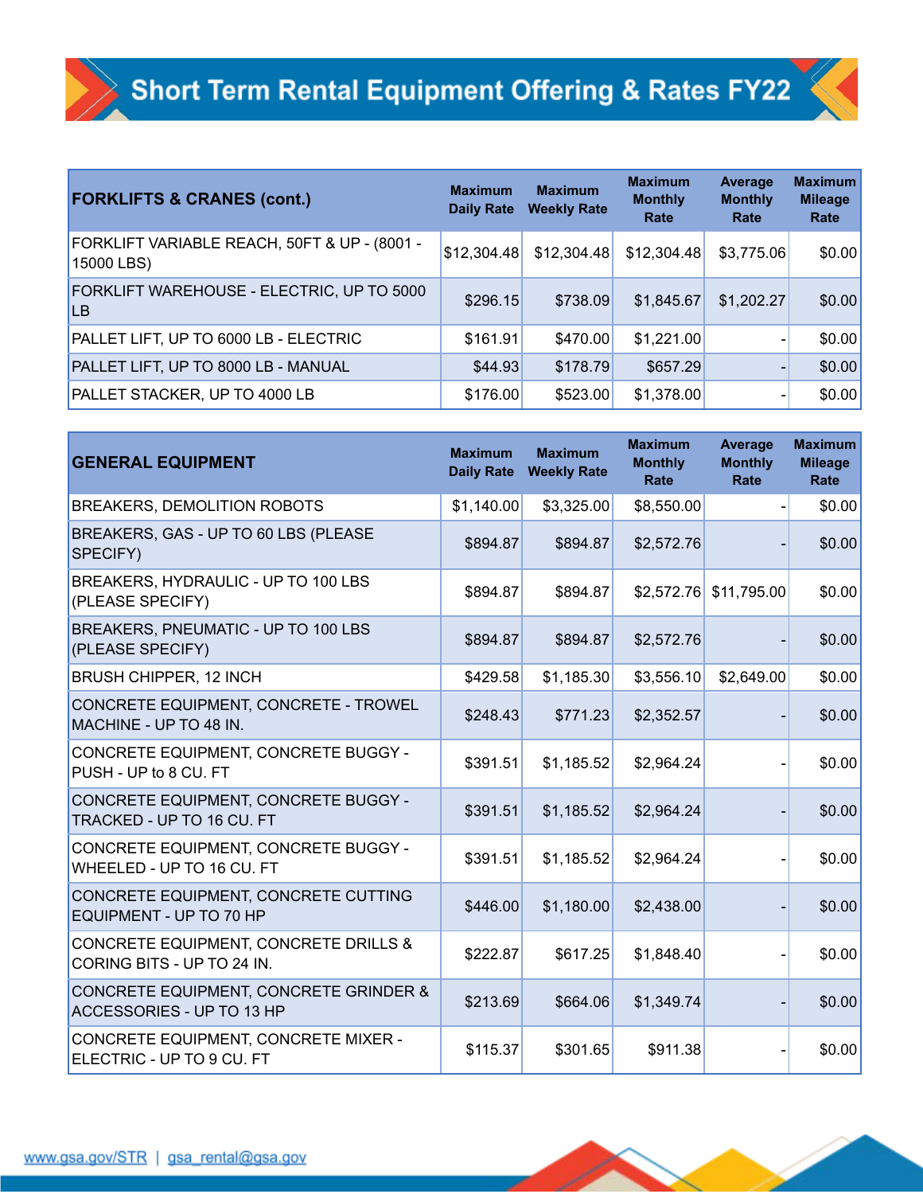# Short Term Rental Equipment Offering & Rates FY22

| FORKLIFTS & CRANES (cont.) | Maximum Daily Rate | Maximum Weekly Rate | Maximum Monthly Rate | Average Monthly Rate | Maximum Mileage Rate |
|---|---|---|---|---|---|
| FORKLIFT VARIABLE REACH, 50FT & UP - (8001 - 15000 LBS) | $12,304.48 | $12,304.48 | $12,304.48 | $3,775.06 | $0.00 |
| FORKLIFT WAREHOUSE - ELECTRIC, UP TO 5000 LB | $296.15 | $738.09 | $1,845.67 | $1,202.27 | $0.00 |
| PALLET LIFT, UP TO 6000 LB - ELECTRIC | $161.91 | $470.00 | $1,221.00 | - | $0.00 |
| PALLET LIFT, UP TO 8000 LB - MANUAL | $44.93 | $178.79 | $657.29 | - | $0.00 |
| PALLET STACKER, UP TO 4000 LB | $176.00 | $523.00 | $1,378.00 | - | $0.00 |

| GENERAL EQUIPMENT | Maximum Daily Rate | Maximum Weekly Rate | Maximum Monthly Rate | Average Monthly Rate | Maximum Mileage Rate |
|---|---|---|---|---|---|
| BREAKERS, DEMOLITION ROBOTS | $1,140.00 | $3,325.00 | $8,550.00 | - | $0.00 |
| BREAKERS, GAS - UP TO 60 LBS (PLEASE SPECIFY) | $894.87 | $894.87 | $2,572.76 | - | $0.00 |
| BREAKERS, HYDRAULIC - UP TO 100 LBS (PLEASE SPECIFY) | $894.87 | $894.87 | $2,572.76 | $11,795.00 | $0.00 |
| BREAKERS, PNEUMATIC - UP TO 100 LBS (PLEASE SPECIFY) | $894.87 | $894.87 | $2,572.76 | - | $0.00 |
| BRUSH CHIPPER, 12 INCH | $429.58 | $1,185.30 | $3,556.10 | $2,649.00 | $0.00 |
| CONCRETE EQUIPMENT, CONCRETE - TROWEL MACHINE - UP TO 48 IN. | $248.43 | $771.23 | $2,352.57 | - | $0.00 |
| CONCRETE EQUIPMENT, CONCRETE BUGGY - PUSH - UP to 8 CU. FT | $391.51 | $1,185.52 | $2,964.24 | - | $0.00 |
| CONCRETE EQUIPMENT, CONCRETE BUGGY - TRACKED - UP TO 16 CU. FT | $391.51 | $1,185.52 | $2,964.24 | - | $0.00 |
| CONCRETE EQUIPMENT, CONCRETE BUGGY - WHEELED - UP TO 16 CU. FT | $391.51 | $1,185.52 | $2,964.24 | - | $0.00 |
| CONCRETE EQUIPMENT, CONCRETE CUTTING EQUIPMENT - UP TO 70 HP | $446.00 | $1,180.00 | $2,438.00 | - | $0.00 |
| CONCRETE EQUIPMENT, CONCRETE DRILLS & CORING BITS - UP TO 24 IN. | $222.87 | $617.25 | $1,848.40 | - | $0.00 |
| CONCRETE EQUIPMENT, CONCRETE GRINDER & ACCESSORIES - UP TO 13 HP | $213.69 | $664.06 | $1,349.74 | - | $0.00 |
| CONCRETE EQUIPMENT, CONCRETE MIXER - ELECTRIC - UP TO 9 CU. FT | $115.37 | $301.65 | $911.38 | - | $0.00 |

www.gsa.gov/STR | gsa_rental@gsa.gov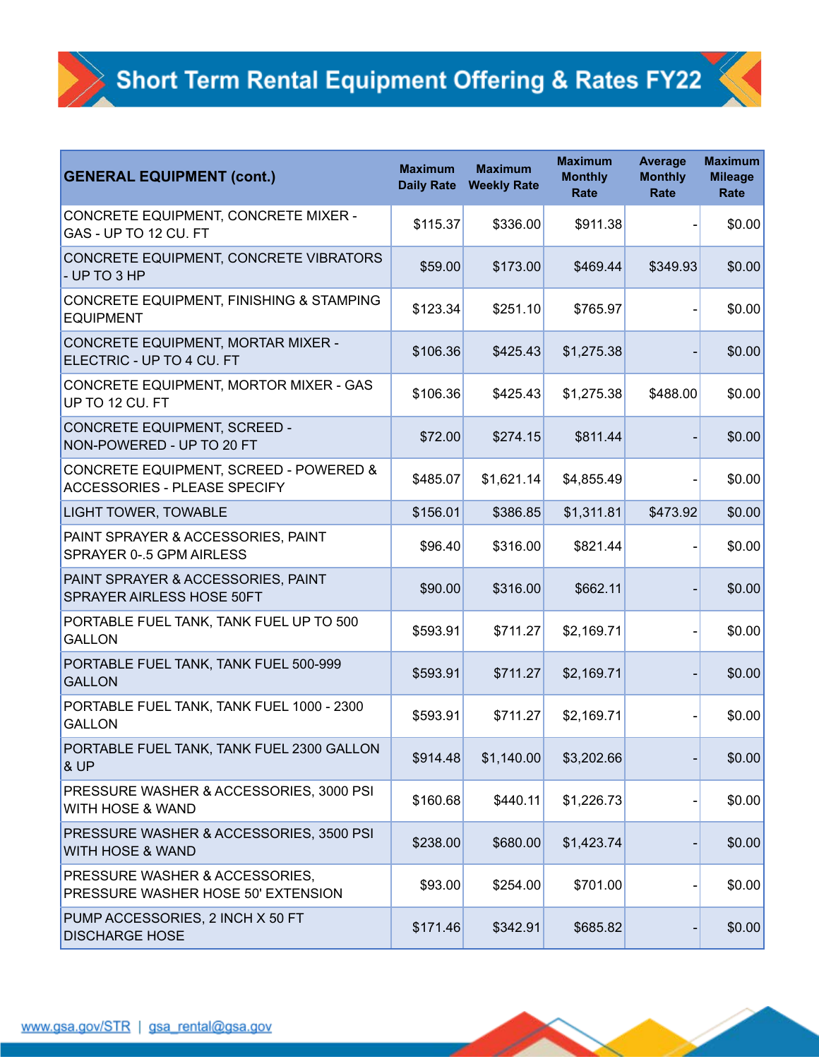# Short Term Rental Equipment Offering & Rates FY22

| GENERAL EQUIPMENT (cont.) | Maximum Daily Rate | Maximum Weekly Rate | Maximum Monthly Rate | Average Monthly Rate | Maximum Mileage Rate |
|---|---|---|---|---|---|
| CONCRETE EQUIPMENT, CONCRETE MIXER - GAS - UP TO 12 CU. FT | $115.37 | $336.00 | $911.38 | - | $0.00 |
| CONCRETE EQUIPMENT, CONCRETE VIBRATORS - UP TO 3 HP | $59.00 | $173.00 | $469.44 | $349.93 | $0.00 |
| CONCRETE EQUIPMENT, FINISHING & STAMPING EQUIPMENT | $123.34 | $251.10 | $765.97 | - | $0.00 |
| CONCRETE EQUIPMENT, MORTAR MIXER - ELECTRIC - UP TO 4 CU. FT | $106.36 | $425.43 | $1,275.38 | - | $0.00 |
| CONCRETE EQUIPMENT, MORTOR MIXER - GAS UP TO 12 CU. FT | $106.36 | $425.43 | $1,275.38 | $488.00 | $0.00 |
| CONCRETE EQUIPMENT, SCREED - NON-POWERED - UP TO 20 FT | $72.00 | $274.15 | $811.44 | - | $0.00 |
| CONCRETE EQUIPMENT, SCREED - POWERED & ACCESSORIES - PLEASE SPECIFY | $485.07 | $1,621.14 | $4,855.49 | - | $0.00 |
| LIGHT TOWER, TOWABLE | $156.01 | $386.85 | $1,311.81 | $473.92 | $0.00 |
| PAINT SPRAYER & ACCESSORIES, PAINT SPRAYER 0-.5 GPM AIRLESS | $96.40 | $316.00 | $821.44 | - | $0.00 |
| PAINT SPRAYER & ACCESSORIES, PAINT SPRAYER AIRLESS HOSE 50FT | $90.00 | $316.00 | $662.11 | - | $0.00 |
| PORTABLE FUEL TANK, TANK FUEL UP TO 500 GALLON | $593.91 | $711.27 | $2,169.71 | - | $0.00 |
| PORTABLE FUEL TANK, TANK FUEL 500-999 GALLON | $593.91 | $711.27 | $2,169.71 | - | $0.00 |
| PORTABLE FUEL TANK, TANK FUEL 1000 - 2300 GALLON | $593.91 | $711.27 | $2,169.71 | - | $0.00 |
| PORTABLE FUEL TANK, TANK FUEL 2300 GALLON & UP | $914.48 | $1,140.00 | $3,202.66 | - | $0.00 |
| PRESSURE WASHER & ACCESSORIES, 3000 PSI WITH HOSE & WAND | $160.68 | $440.11 | $1,226.73 | - | $0.00 |
| PRESSURE WASHER & ACCESSORIES, 3500 PSI WITH HOSE & WAND | $238.00 | $680.00 | $1,423.74 | - | $0.00 |
| PRESSURE WASHER & ACCESSORIES, PRESSURE WASHER HOSE 50' EXTENSION | $93.00 | $254.00 | $701.00 | - | $0.00 |
| PUMP ACCESSORIES, 2 INCH X 50 FT DISCHARGE HOSE | $171.46 | $342.91 | $685.82 | - | $0.00 |

www.gsa.gov/STR | gsa_rental@gsa.gov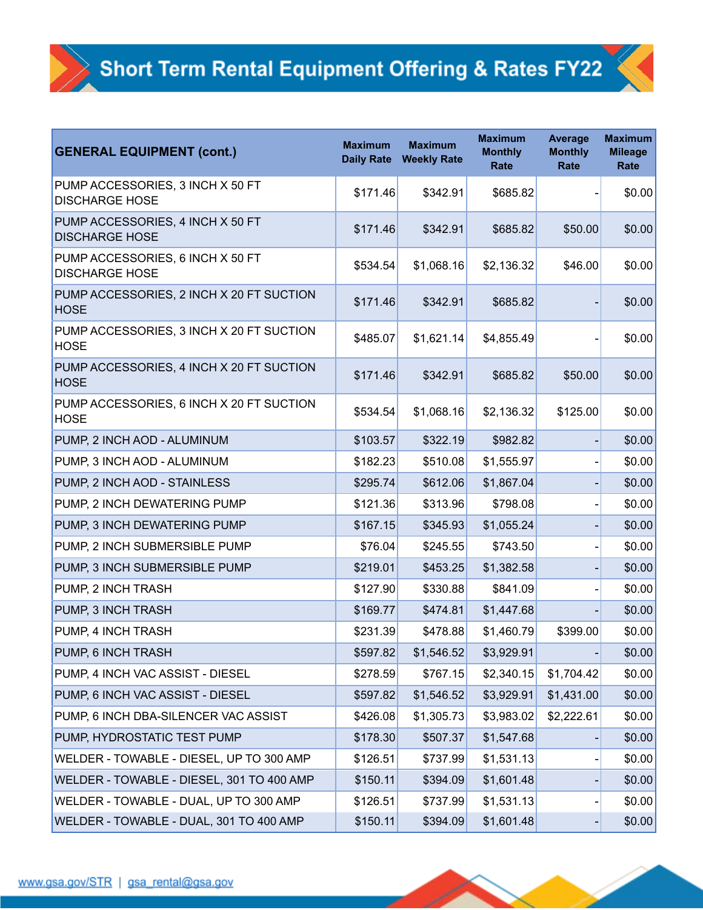# Short Term Rental Equipment Offering & Rates FY22

| GENERAL EQUIPMENT (cont.) | Maximum Daily Rate | Maximum Weekly Rate | Maximum Monthly Rate | Average Monthly Rate | Maximum Mileage Rate |
|---|---|---|---|---|---|
| PUMP ACCESSORIES, 3 INCH X 50 FT DISCHARGE HOSE | $171.46 | $342.91 | $685.82 | - | $0.00 |
| PUMP ACCESSORIES, 4 INCH X 50 FT DISCHARGE HOSE | $171.46 | $342.91 | $685.82 | $50.00 | $0.00 |
| PUMP ACCESSORIES, 6 INCH X 50 FT DISCHARGE HOSE | $534.54 | $1,068.16 | $2,136.32 | $46.00 | $0.00 |
| PUMP ACCESSORIES, 2 INCH X 20 FT SUCTION HOSE | $171.46 | $342.91 | $685.82 | - | $0.00 |
| PUMP ACCESSORIES, 3 INCH X 20 FT SUCTION HOSE | $485.07 | $1,621.14 | $4,855.49 | - | $0.00 |
| PUMP ACCESSORIES, 4 INCH X 20 FT SUCTION HOSE | $171.46 | $342.91 | $685.82 | $50.00 | $0.00 |
| PUMP ACCESSORIES, 6 INCH X 20 FT SUCTION HOSE | $534.54 | $1,068.16 | $2,136.32 | $125.00 | $0.00 |
| PUMP, 2 INCH AOD - ALUMINUM | $103.57 | $322.19 | $982.82 | - | $0.00 |
| PUMP, 3 INCH AOD - ALUMINUM | $182.23 | $510.08 | $1,555.97 | - | $0.00 |
| PUMP, 2 INCH AOD - STAINLESS | $295.74 | $612.06 | $1,867.04 | - | $0.00 |
| PUMP, 2 INCH DEWATERING PUMP | $121.36 | $313.96 | $798.08 | - | $0.00 |
| PUMP, 3 INCH DEWATERING PUMP | $167.15 | $345.93 | $1,055.24 | - | $0.00 |
| PUMP, 2 INCH SUBMERSIBLE PUMP | $76.04 | $245.55 | $743.50 | - | $0.00 |
| PUMP, 3 INCH SUBMERSIBLE PUMP | $219.01 | $453.25 | $1,382.58 | - | $0.00 |
| PUMP, 2 INCH TRASH | $127.90 | $330.88 | $841.09 | - | $0.00 |
| PUMP, 3 INCH TRASH | $169.77 | $474.81 | $1,447.68 | - | $0.00 |
| PUMP, 4 INCH TRASH | $231.39 | $478.88 | $1,460.79 | $399.00 | $0.00 |
| PUMP, 6 INCH TRASH | $597.82 | $1,546.52 | $3,929.91 | - | $0.00 |
| PUMP, 4 INCH VAC ASSIST - DIESEL | $278.59 | $767.15 | $2,340.15 | $1,704.42 | $0.00 |
| PUMP, 6 INCH VAC ASSIST - DIESEL | $597.82 | $1,546.52 | $3,929.91 | $1,431.00 | $0.00 |
| PUMP, 6 INCH DBA-SILENCER VAC ASSIST | $426.08 | $1,305.73 | $3,983.02 | $2,222.61 | $0.00 |
| PUMP, HYDROSTATIC TEST PUMP | $178.30 | $507.37 | $1,547.68 | - | $0.00 |
| WELDER - TOWABLE - DIESEL, UP TO 300 AMP | $126.51 | $737.99 | $1,531.13 | - | $0.00 |
| WELDER - TOWABLE - DIESEL, 301 TO 400 AMP | $150.11 | $394.09 | $1,601.48 | - | $0.00 |
| WELDER - TOWABLE - DUAL, UP TO 300 AMP | $126.51 | $737.99 | $1,531.13 | - | $0.00 |
| WELDER - TOWABLE - DUAL, 301 TO 400 AMP | $150.11 | $394.09 | $1,601.48 | - | $0.00 |

www.gsa.gov/STR | gsa_rental@gsa.gov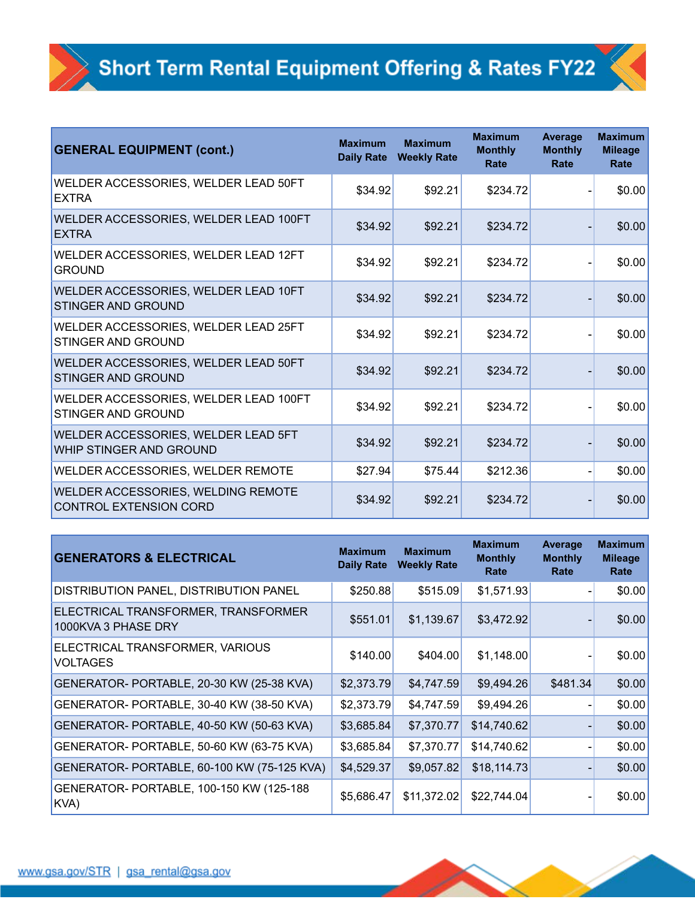# Short Term Rental Equipment Offering & Rates FY22

| GENERAL EQUIPMENT (cont.) | Maximum Daily Rate | Maximum Weekly Rate | Maximum Monthly Rate | Average Monthly Rate | Maximum Mileage Rate |
|---|---|---|---|---|---|
| WELDER ACCESSORIES, WELDER LEAD 50FT EXTRA | $34.92 | $92.21 | $234.72 | - | $0.00 |
| WELDER ACCESSORIES, WELDER LEAD 100FT EXTRA | $34.92 | $92.21 | $234.72 | - | $0.00 |
| WELDER ACCESSORIES, WELDER LEAD 12FT GROUND | $34.92 | $92.21 | $234.72 | - | $0.00 |
| WELDER ACCESSORIES, WELDER LEAD 10FT STINGER AND GROUND | $34.92 | $92.21 | $234.72 | - | $0.00 |
| WELDER ACCESSORIES, WELDER LEAD 25FT STINGER AND GROUND | $34.92 | $92.21 | $234.72 | - | $0.00 |
| WELDER ACCESSORIES, WELDER LEAD 50FT STINGER AND GROUND | $34.92 | $92.21 | $234.72 | - | $0.00 |
| WELDER ACCESSORIES, WELDER LEAD 100FT STINGER AND GROUND | $34.92 | $92.21 | $234.72 | - | $0.00 |
| WELDER ACCESSORIES, WELDER LEAD 5FT WHIP STINGER AND GROUND | $34.92 | $92.21 | $234.72 | - | $0.00 |
| WELDER ACCESSORIES, WELDER REMOTE | $27.94 | $75.44 | $212.36 | - | $0.00 |
| WELDER ACCESSORIES, WELDING REMOTE CONTROL EXTENSION CORD | $34.92 | $92.21 | $234.72 | - | $0.00 |

| GENERATORS & ELECTRICAL | Maximum Daily Rate | Maximum Weekly Rate | Maximum Monthly Rate | Average Monthly Rate | Maximum Mileage Rate |
|---|---|---|---|---|---|
| DISTRIBUTION PANEL, DISTRIBUTION PANEL | $250.88 | $515.09 | $1,571.93 | - | $0.00 |
| ELECTRICAL TRANSFORMER, TRANSFORMER 1000KVA 3 PHASE DRY | $551.01 | $1,139.67 | $3,472.92 | - | $0.00 |
| ELECTRICAL TRANSFORMER, VARIOUS VOLTAGES | $140.00 | $404.00 | $1,148.00 | - | $0.00 |
| GENERATOR- PORTABLE, 20-30 KW (25-38 KVA) | $2,373.79 | $4,747.59 | $9,494.26 | $481.34 | $0.00 |
| GENERATOR- PORTABLE, 30-40 KW (38-50 KVA) | $2,373.79 | $4,747.59 | $9,494.26 | - | $0.00 |
| GENERATOR- PORTABLE, 40-50 KW (50-63 KVA) | $3,685.84 | $7,370.77 | $14,740.62 | - | $0.00 |
| GENERATOR- PORTABLE, 50-60 KW (63-75 KVA) | $3,685.84 | $7,370.77 | $14,740.62 | - | $0.00 |
| GENERATOR- PORTABLE, 60-100 KW (75-125 KVA) | $4,529.37 | $9,057.82 | $18,114.73 | - | $0.00 |
| GENERATOR- PORTABLE, 100-150 KW (125-188 KVA) | $5,686.47 | $11,372.02 | $22,744.04 | - | $0.00 |

www.gsa.gov/STR | gsa_rental@gsa.gov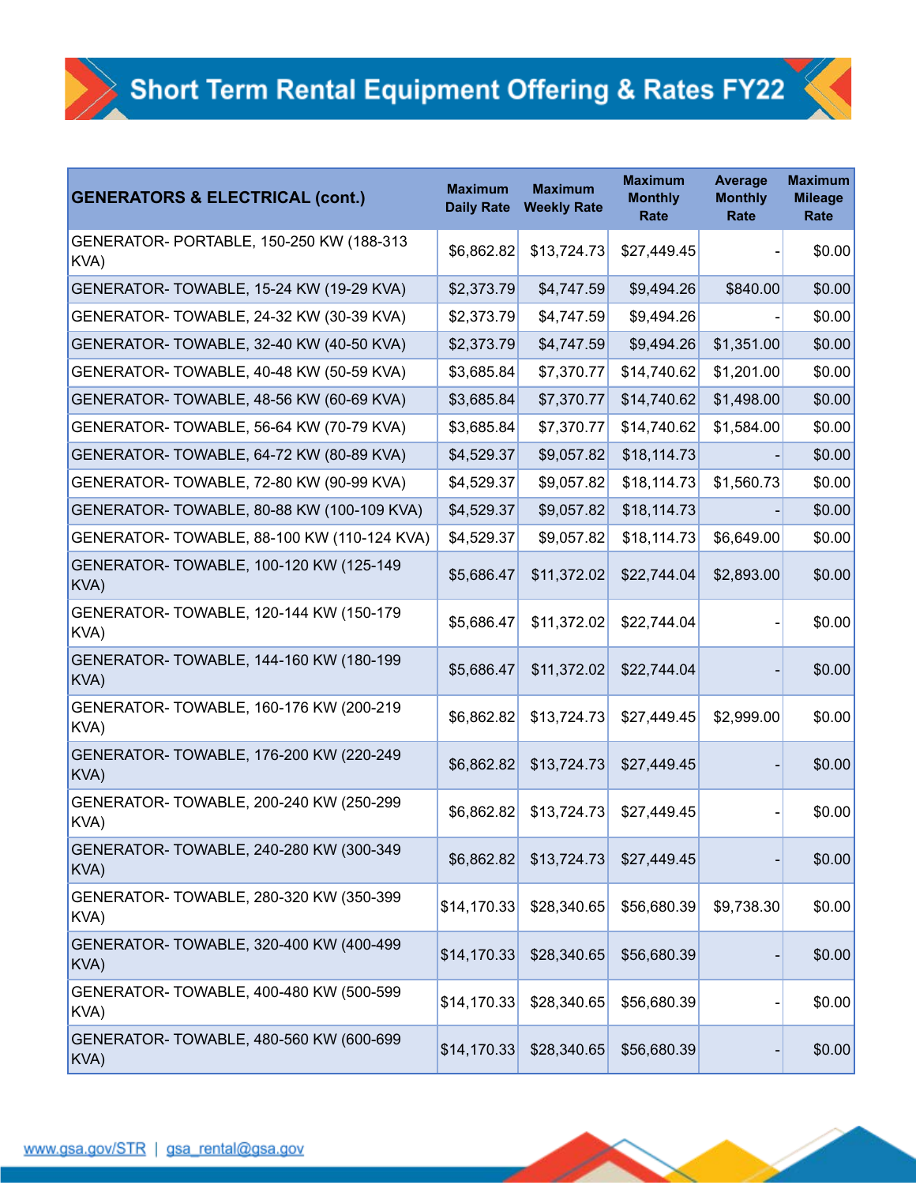# Short Term Rental Equipment Offering & Rates FY22

| GENERATORS & ELECTRICAL (cont.) | Maximum Daily Rate | Maximum Weekly Rate | Maximum Monthly Rate | Average Monthly Rate | Maximum Mileage Rate |
|---|---|---|---|---|---|
| GENERATOR- PORTABLE, 150-250 KW (188-313 KVA) | $6,862.82 | $13,724.73 | $27,449.45 | - | $0.00 |
| GENERATOR- TOWABLE, 15-24 KW (19-29 KVA) | $2,373.79 | $4,747.59 | $9,494.26 | $840.00 | $0.00 |
| GENERATOR- TOWABLE, 24-32 KW (30-39 KVA) | $2,373.79 | $4,747.59 | $9,494.26 | - | $0.00 |
| GENERATOR- TOWABLE, 32-40 KW (40-50 KVA) | $2,373.79 | $4,747.59 | $9,494.26 | $1,351.00 | $0.00 |
| GENERATOR- TOWABLE, 40-48 KW (50-59 KVA) | $3,685.84 | $7,370.77 | $14,740.62 | $1,201.00 | $0.00 |
| GENERATOR- TOWABLE, 48-56 KW (60-69 KVA) | $3,685.84 | $7,370.77 | $14,740.62 | $1,498.00 | $0.00 |
| GENERATOR- TOWABLE, 56-64 KW (70-79 KVA) | $3,685.84 | $7,370.77 | $14,740.62 | $1,584.00 | $0.00 |
| GENERATOR- TOWABLE, 64-72 KW (80-89 KVA) | $4,529.37 | $9,057.82 | $18,114.73 | - | $0.00 |
| GENERATOR- TOWABLE, 72-80 KW (90-99 KVA) | $4,529.37 | $9,057.82 | $18,114.73 | $1,560.73 | $0.00 |
| GENERATOR- TOWABLE, 80-88 KW (100-109 KVA) | $4,529.37 | $9,057.82 | $18,114.73 | - | $0.00 |
| GENERATOR- TOWABLE, 88-100 KW (110-124 KVA) | $4,529.37 | $9,057.82 | $18,114.73 | $6,649.00 | $0.00 |
| GENERATOR- TOWABLE, 100-120 KW (125-149 KVA) | $5,686.47 | $11,372.02 | $22,744.04 | $2,893.00 | $0.00 |
| GENERATOR- TOWABLE, 120-144 KW (150-179 KVA) | $5,686.47 | $11,372.02 | $22,744.04 | - | $0.00 |
| GENERATOR- TOWABLE, 144-160 KW (180-199 KVA) | $5,686.47 | $11,372.02 | $22,744.04 | - | $0.00 |
| GENERATOR- TOWABLE, 160-176 KW (200-219 KVA) | $6,862.82 | $13,724.73 | $27,449.45 | $2,999.00 | $0.00 |
| GENERATOR- TOWABLE, 176-200 KW (220-249 KVA) | $6,862.82 | $13,724.73 | $27,449.45 | - | $0.00 |
| GENERATOR- TOWABLE, 200-240 KW (250-299 KVA) | $6,862.82 | $13,724.73 | $27,449.45 | - | $0.00 |
| GENERATOR- TOWABLE, 240-280 KW (300-349 KVA) | $6,862.82 | $13,724.73 | $27,449.45 | - | $0.00 |
| GENERATOR- TOWABLE, 280-320 KW (350-399 KVA) | $14,170.33 | $28,340.65 | $56,680.39 | $9,738.30 | $0.00 |
| GENERATOR- TOWABLE, 320-400 KW (400-499 KVA) | $14,170.33 | $28,340.65 | $56,680.39 | - | $0.00 |
| GENERATOR- TOWABLE, 400-480 KW (500-599 KVA) | $14,170.33 | $28,340.65 | $56,680.39 | - | $0.00 |
| GENERATOR- TOWABLE, 480-560 KW (600-699 KVA) | $14,170.33 | $28,340.65 | $56,680.39 | - | $0.00 |

www.gsa.gov/STR | gsa_rental@gsa.gov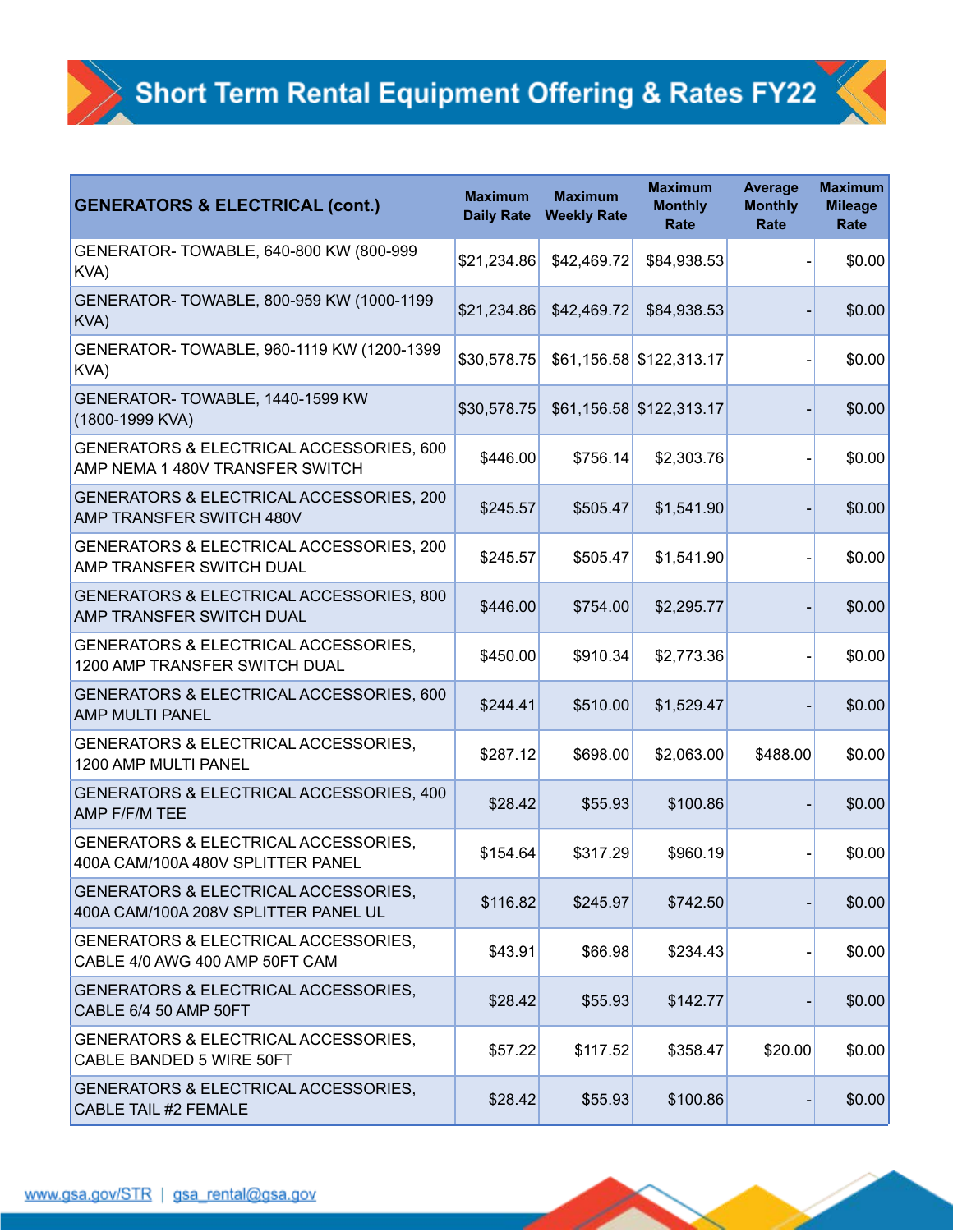# Short Term Rental Equipment Offering & Rates FY22

| GENERATORS & ELECTRICAL (cont.) | Maximum Daily Rate | Maximum Weekly Rate | Maximum Monthly Rate | Average Monthly Rate | Maximum Mileage Rate |
|---|---|---|---|---|---|
| GENERATOR- TOWABLE, 640-800 KW (800-999 KVA) | $21,234.86 | $42,469.72 | $84,938.53 | - | $0.00 |
| GENERATOR- TOWABLE, 800-959 KW (1000-1199 KVA) | $21,234.86 | $42,469.72 | $84,938.53 | - | $0.00 |
| GENERATOR- TOWABLE, 960-1119 KW (1200-1399 KVA) | $30,578.75 | $61,156.58 | $122,313.17 | - | $0.00 |
| GENERATOR- TOWABLE, 1440-1599 KW (1800-1999 KVA) | $30,578.75 | $61,156.58 | $122,313.17 | - | $0.00 |
| GENERATORS & ELECTRICAL ACCESSORIES, 600 AMP NEMA 1 480V TRANSFER SWITCH | $446.00 | $756.14 | $2,303.76 | - | $0.00 |
| GENERATORS & ELECTRICAL ACCESSORIES, 200 AMP TRANSFER SWITCH 480V | $245.57 | $505.47 | $1,541.90 | - | $0.00 |
| GENERATORS & ELECTRICAL ACCESSORIES, 200 AMP TRANSFER SWITCH DUAL | $245.57 | $505.47 | $1,541.90 | - | $0.00 |
| GENERATORS & ELECTRICAL ACCESSORIES, 800 AMP TRANSFER SWITCH DUAL | $446.00 | $754.00 | $2,295.77 | - | $0.00 |
| GENERATORS & ELECTRICAL ACCESSORIES, 1200 AMP TRANSFER SWITCH DUAL | $450.00 | $910.34 | $2,773.36 | - | $0.00 |
| GENERATORS & ELECTRICAL ACCESSORIES, 600 AMP MULTI PANEL | $244.41 | $510.00 | $1,529.47 | - | $0.00 |
| GENERATORS & ELECTRICAL ACCESSORIES, 1200 AMP MULTI PANEL | $287.12 | $698.00 | $2,063.00 | $488.00 | $0.00 |
| GENERATORS & ELECTRICAL ACCESSORIES, 400 AMP F/F/M TEE | $28.42 | $55.93 | $100.86 | - | $0.00 |
| GENERATORS & ELECTRICAL ACCESSORIES, 400A CAM/100A 480V SPLITTER PANEL | $154.64 | $317.29 | $960.19 | - | $0.00 |
| GENERATORS & ELECTRICAL ACCESSORIES, 400A CAM/100A 208V SPLITTER PANEL UL | $116.82 | $245.97 | $742.50 | - | $0.00 |
| GENERATORS & ELECTRICAL ACCESSORIES, CABLE 4/0 AWG 400 AMP 50FT CAM | $43.91 | $66.98 | $234.43 | - | $0.00 |
| GENERATORS & ELECTRICAL ACCESSORIES, CABLE 6/4 50 AMP 50FT | $28.42 | $55.93 | $142.77 | - | $0.00 |
| GENERATORS & ELECTRICAL ACCESSORIES, CABLE BANDED 5 WIRE 50FT | $57.22 | $117.52 | $358.47 | $20.00 | $0.00 |
| GENERATORS & ELECTRICAL ACCESSORIES, CABLE TAIL #2 FEMALE | $28.42 | $55.93 | $100.86 | - | $0.00 |

www.gsa.gov/STR | gsa_rental@gsa.gov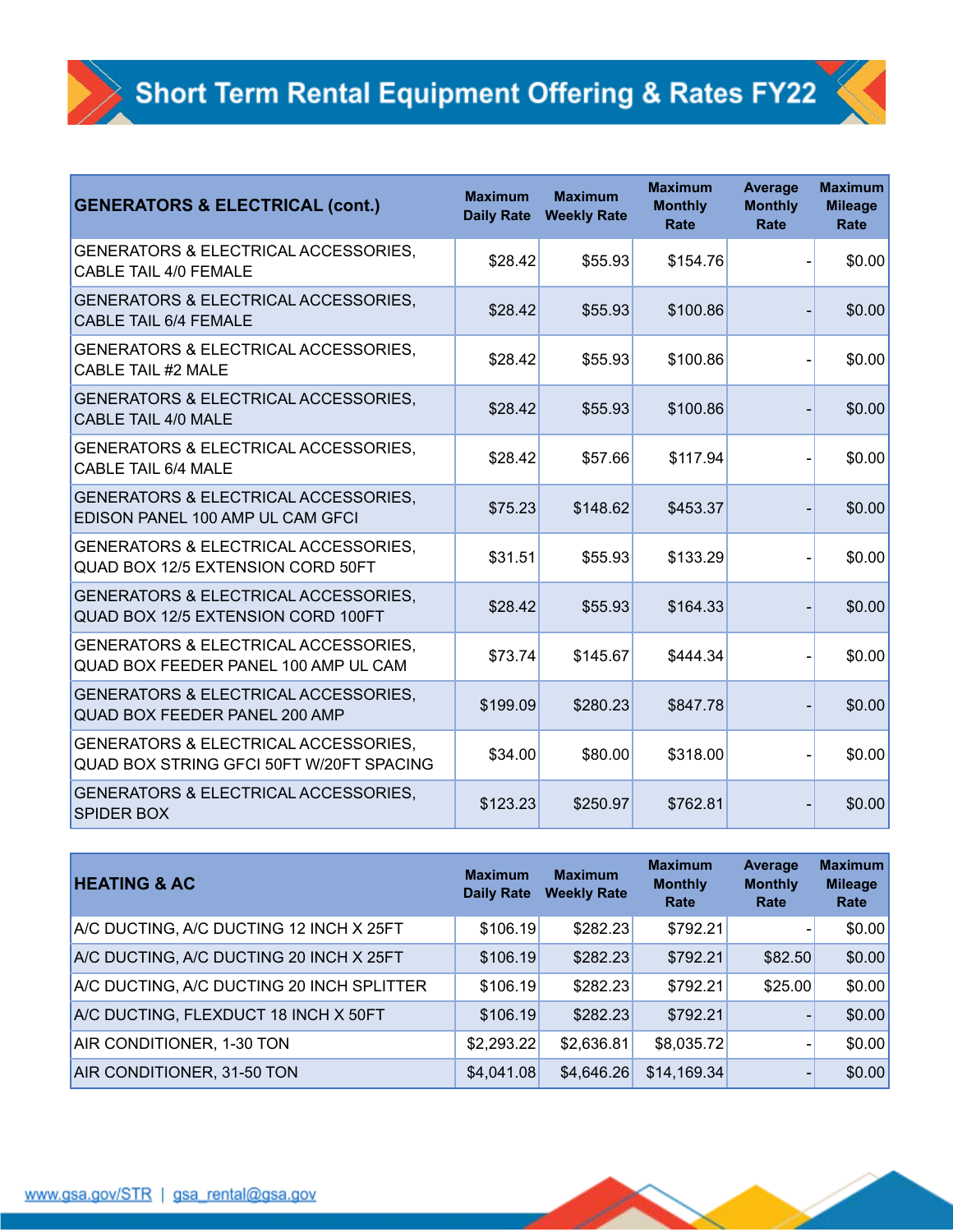# Short Term Rental Equipment Offering & Rates FY22

| GENERATORS & ELECTRICAL (cont.) | Maximum Daily Rate | Maximum Weekly Rate | Maximum Monthly Rate | Average Monthly Rate | Maximum Mileage Rate |
|---|---|---|---|---|---|
| GENERATORS & ELECTRICAL ACCESSORIES, CABLE TAIL 4/0 FEMALE | $28.42 | $55.93 | $154.76 | - | $0.00 |
| GENERATORS & ELECTRICAL ACCESSORIES, CABLE TAIL 6/4 FEMALE | $28.42 | $55.93 | $100.86 | - | $0.00 |
| GENERATORS & ELECTRICAL ACCESSORIES, CABLE TAIL #2 MALE | $28.42 | $55.93 | $100.86 | - | $0.00 |
| GENERATORS & ELECTRICAL ACCESSORIES, CABLE TAIL 4/0 MALE | $28.42 | $55.93 | $100.86 | - | $0.00 |
| GENERATORS & ELECTRICAL ACCESSORIES, CABLE TAIL 6/4 MALE | $28.42 | $57.66 | $117.94 | - | $0.00 |
| GENERATORS & ELECTRICAL ACCESSORIES, EDISON PANEL 100 AMP UL CAM GFCI | $75.23 | $148.62 | $453.37 | - | $0.00 |
| GENERATORS & ELECTRICAL ACCESSORIES, QUAD BOX 12/5 EXTENSION CORD 50FT | $31.51 | $55.93 | $133.29 | - | $0.00 |
| GENERATORS & ELECTRICAL ACCESSORIES, QUAD BOX 12/5 EXTENSION CORD 100FT | $28.42 | $55.93 | $164.33 | - | $0.00 |
| GENERATORS & ELECTRICAL ACCESSORIES, QUAD BOX FEEDER PANEL 100 AMP UL CAM | $73.74 | $145.67 | $444.34 | - | $0.00 |
| GENERATORS & ELECTRICAL ACCESSORIES, QUAD BOX FEEDER PANEL 200 AMP | $199.09 | $280.23 | $847.78 | - | $0.00 |
| GENERATORS & ELECTRICAL ACCESSORIES, QUAD BOX STRING GFCI 50FT W/20FT SPACING | $34.00 | $80.00 | $318.00 | - | $0.00 |
| GENERATORS & ELECTRICAL ACCESSORIES, SPIDER BOX | $123.23 | $250.97 | $762.81 | - | $0.00 |

| HEATING & AC | Maximum Daily Rate | Maximum Weekly Rate | Maximum Monthly Rate | Average Monthly Rate | Maximum Mileage Rate |
|---|---|---|---|---|---|
| A/C DUCTING, A/C DUCTING 12 INCH X 25FT | $106.19 | $282.23 | $792.21 | - | $0.00 |
| A/C DUCTING, A/C DUCTING 20 INCH X 25FT | $106.19 | $282.23 | $792.21 | $82.50 | $0.00 |
| A/C DUCTING, A/C DUCTING 20 INCH SPLITTER | $106.19 | $282.23 | $792.21 | $25.00 | $0.00 |
| A/C DUCTING, FLEXDUCT 18 INCH X 50FT | $106.19 | $282.23 | $792.21 | - | $0.00 |
| AIR CONDITIONER, 1-30 TON | $2,293.22 | $2,636.81 | $8,035.72 | - | $0.00 |
| AIR CONDITIONER, 31-50 TON | $4,041.08 | $4,646.26 | $14,169.34 | - | $0.00 |

www.gsa.gov/STR | gsa_rental@gsa.gov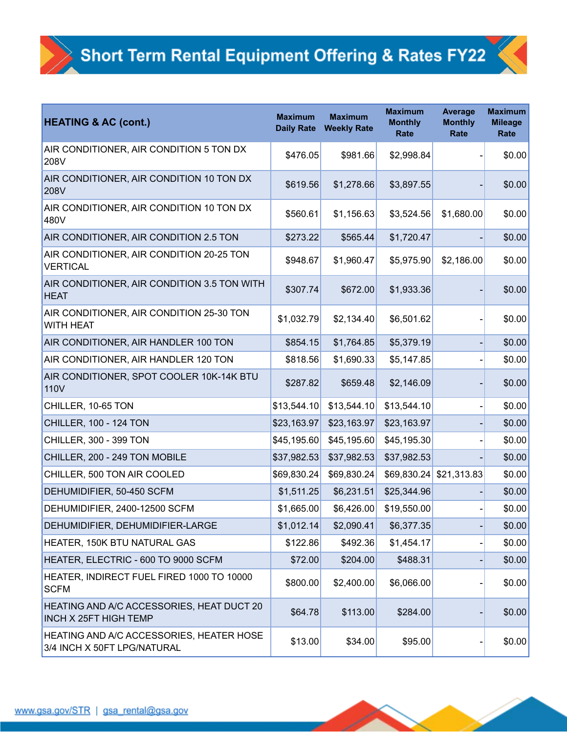# Short Term Rental Equipment Offering & Rates FY22

| HEATING & AC (cont.) | Maximum Daily Rate | Maximum Weekly Rate | Maximum Monthly Rate | Average Monthly Rate | Maximum Mileage Rate |
|---|---|---|---|---|---|
| AIR CONDITIONER, AIR CONDITION 5 TON DX 208V | $476.05 | $981.66 | $2,998.84 | - | $0.00 |
| AIR CONDITIONER, AIR CONDITION 10 TON DX 208V | $619.56 | $1,278.66 | $3,897.55 | - | $0.00 |
| AIR CONDITIONER, AIR CONDITION 10 TON DX 480V | $560.61 | $1,156.63 | $3,524.56 | $1,680.00 | $0.00 |
| AIR CONDITIONER, AIR CONDITION 2.5 TON | $273.22 | $565.44 | $1,720.47 | - | $0.00 |
| AIR CONDITIONER, AIR CONDITION 20-25 TON VERTICAL | $948.67 | $1,960.47 | $5,975.90 | $2,186.00 | $0.00 |
| AIR CONDITIONER, AIR CONDITION 3.5 TON WITH HEAT | $307.74 | $672.00 | $1,933.36 | - | $0.00 |
| AIR CONDITIONER, AIR CONDITION 25-30 TON WITH HEAT | $1,032.79 | $2,134.40 | $6,501.62 | - | $0.00 |
| AIR CONDITIONER, AIR HANDLER 100 TON | $854.15 | $1,764.85 | $5,379.19 | - | $0.00 |
| AIR CONDITIONER, AIR HANDLER 120 TON | $818.56 | $1,690.33 | $5,147.85 | - | $0.00 |
| AIR CONDITIONER, SPOT COOLER 10K-14K BTU 110V | $287.82 | $659.48 | $2,146.09 | - | $0.00 |
| CHILLER, 10-65 TON | $13,544.10 | $13,544.10 | $13,544.10 | - | $0.00 |
| CHILLER, 100 - 124 TON | $23,163.97 | $23,163.97 | $23,163.97 | - | $0.00 |
| CHILLER, 300 - 399 TON | $45,195.60 | $45,195.60 | $45,195.30 | - | $0.00 |
| CHILLER, 200 - 249 TON MOBILE | $37,982.53 | $37,982.53 | $37,982.53 | - | $0.00 |
| CHILLER, 500 TON AIR COOLED | $69,830.24 | $69,830.24 | $69,830.24 | $21,313.83 | $0.00 |
| DEHUMIDIFIER, 50-450 SCFM | $1,511.25 | $6,231.51 | $25,344.96 | - | $0.00 |
| DEHUMIDIFIER, 2400-12500 SCFM | $1,665.00 | $6,426.00 | $19,550.00 | - | $0.00 |
| DEHUMIDIFIER, DEHUMIDIFIER-LARGE | $1,012.14 | $2,090.41 | $6,377.35 | - | $0.00 |
| HEATER, 150K BTU NATURAL GAS | $122.86 | $492.36 | $1,454.17 | - | $0.00 |
| HEATER, ELECTRIC - 600 TO 9000 SCFM | $72.00 | $204.00 | $488.31 | - | $0.00 |
| HEATER, INDIRECT FUEL FIRED 1000 TO 10000 SCFM | $800.00 | $2,400.00 | $6,066.00 | - | $0.00 |
| HEATING AND A/C ACCESSORIES, HEAT DUCT 20 INCH X 25FT HIGH TEMP | $64.78 | $113.00 | $284.00 | - | $0.00 |
| HEATING AND A/C ACCESSORIES, HEATER HOSE 3/4 INCH X 50FT LPG/NATURAL | $13.00 | $34.00 | $95.00 | - | $0.00 |

www.gsa.gov/STR | gsa_rental@gsa.gov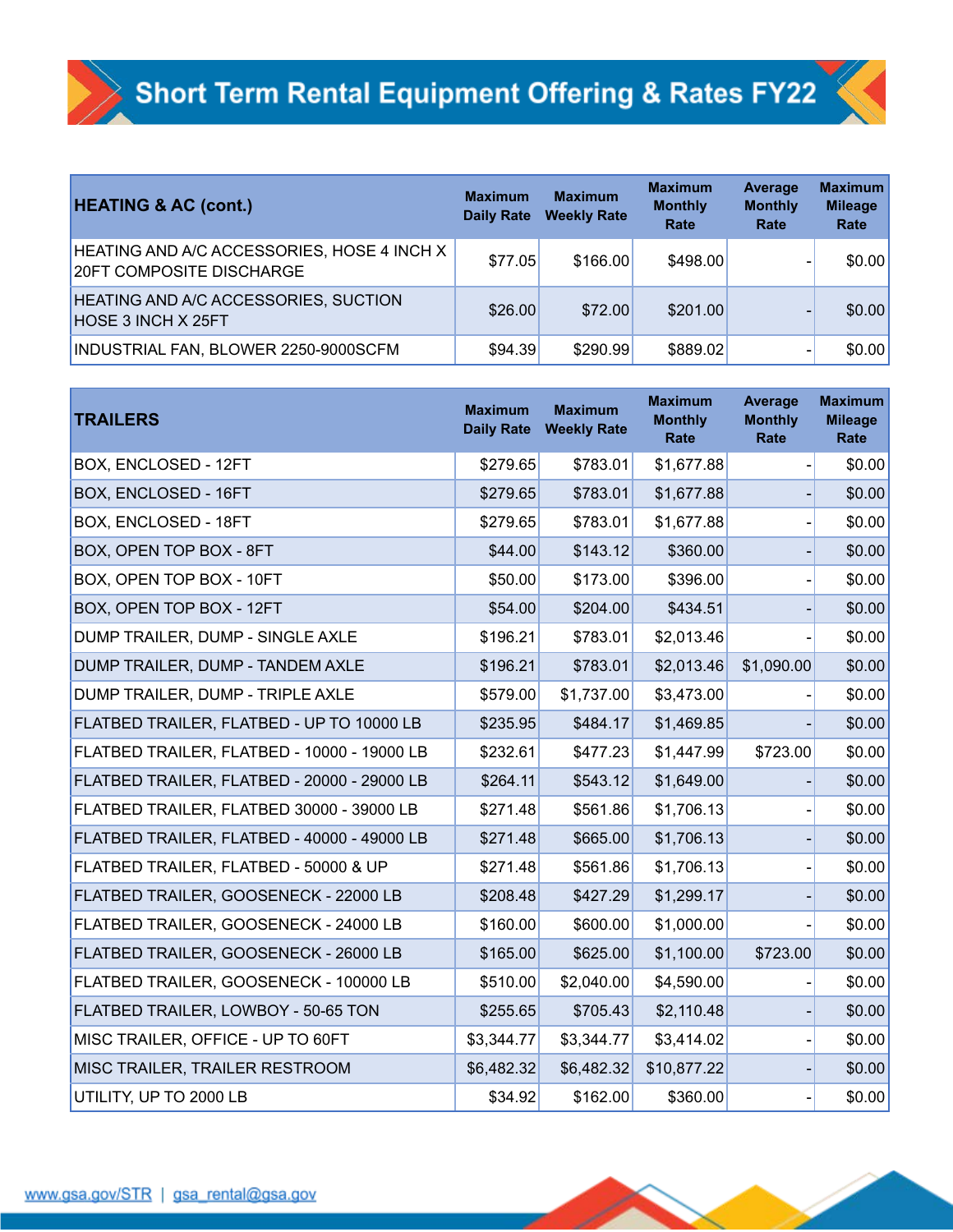# Short Term Rental Equipment Offering & Rates FY22

| HEATING & AC (cont.) | Maximum Daily Rate | Maximum Weekly Rate | Maximum Monthly Rate | Average Monthly Rate | Maximum Mileage Rate |
|---|---|---|---|---|---|
| HEATING AND A/C ACCESSORIES, HOSE 4 INCH X 20FT COMPOSITE DISCHARGE | $77.05 | $166.00 | $498.00 | - | $0.00 |
| HEATING AND A/C ACCESSORIES, SUCTION HOSE 3 INCH X 25FT | $26.00 | $72.00 | $201.00 | - | $0.00 |
| INDUSTRIAL FAN, BLOWER 2250-9000SCFM | $94.39 | $290.99 | $889.02 | - | $0.00 |

| TRAILERS | Maximum Daily Rate | Maximum Weekly Rate | Maximum Monthly Rate | Average Monthly Rate | Maximum Mileage Rate |
|---|---|---|---|---|---|
| BOX, ENCLOSED - 12FT | $279.65 | $783.01 | $1,677.88 | - | $0.00 |
| BOX, ENCLOSED - 16FT | $279.65 | $783.01 | $1,677.88 | - | $0.00 |
| BOX, ENCLOSED - 18FT | $279.65 | $783.01 | $1,677.88 | - | $0.00 |
| BOX, OPEN TOP BOX - 8FT | $44.00 | $143.12 | $360.00 | - | $0.00 |
| BOX, OPEN TOP BOX - 10FT | $50.00 | $173.00 | $396.00 | - | $0.00 |
| BOX, OPEN TOP BOX - 12FT | $54.00 | $204.00 | $434.51 | - | $0.00 |
| DUMP TRAILER, DUMP - SINGLE AXLE | $196.21 | $783.01 | $2,013.46 | - | $0.00 |
| DUMP TRAILER, DUMP - TANDEM AXLE | $196.21 | $783.01 | $2,013.46 | $1,090.00 | $0.00 |
| DUMP TRAILER, DUMP - TRIPLE AXLE | $579.00 | $1,737.00 | $3,473.00 | - | $0.00 |
| FLATBED TRAILER, FLATBED - UP TO 10000 LB | $235.95 | $484.17 | $1,469.85 | - | $0.00 |
| FLATBED TRAILER, FLATBED - 10000 - 19000 LB | $232.61 | $477.23 | $1,447.99 | $723.00 | $0.00 |
| FLATBED TRAILER, FLATBED - 20000 - 29000 LB | $264.11 | $543.12 | $1,649.00 | - | $0.00 |
| FLATBED TRAILER, FLATBED 30000 - 39000 LB | $271.48 | $561.86 | $1,706.13 | - | $0.00 |
| FLATBED TRAILER, FLATBED - 40000 - 49000 LB | $271.48 | $665.00 | $1,706.13 | - | $0.00 |
| FLATBED TRAILER, FLATBED - 50000 & UP | $271.48 | $561.86 | $1,706.13 | - | $0.00 |
| FLATBED TRAILER, GOOSENECK - 22000 LB | $208.48 | $427.29 | $1,299.17 | - | $0.00 |
| FLATBED TRAILER, GOOSENECK - 24000 LB | $160.00 | $600.00 | $1,000.00 | - | $0.00 |
| FLATBED TRAILER, GOOSENECK - 26000 LB | $165.00 | $625.00 | $1,100.00 | $723.00 | $0.00 |
| FLATBED TRAILER, GOOSENECK - 100000 LB | $510.00 | $2,040.00 | $4,590.00 | - | $0.00 |
| FLATBED TRAILER, LOWBOY - 50-65 TON | $255.65 | $705.43 | $2,110.48 | - | $0.00 |
| MISC TRAILER, OFFICE - UP TO 60FT | $3,344.77 | $3,344.77 | $3,414.02 | - | $0.00 |
| MISC TRAILER, TRAILER RESTROOM | $6,482.32 | $6,482.32 | $10,877.22 | - | $0.00 |
| UTILITY, UP TO 2000 LB | $34.92 | $162.00 | $360.00 | - | $0.00 |

www.gsa.gov/STR | gsa_rental@gsa.gov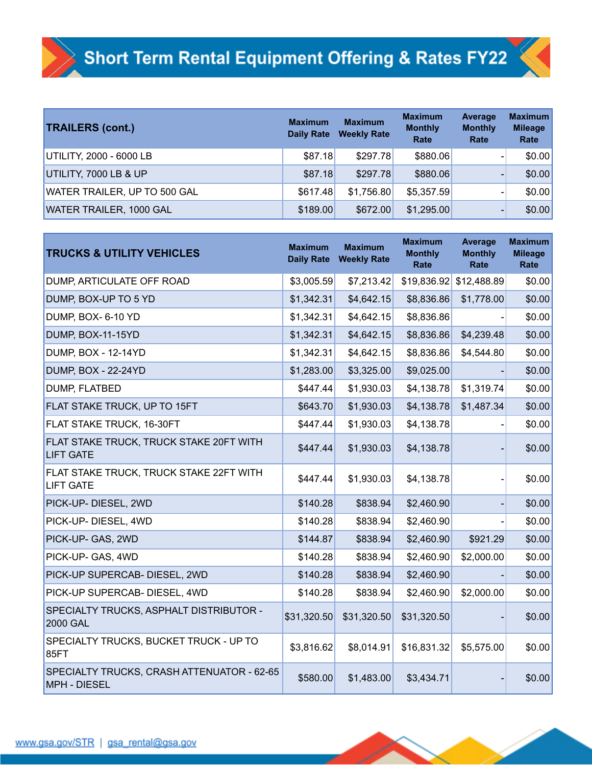# Short Term Rental Equipment Offering & Rates FY22

| TRAILERS (cont.) | Maximum Daily Rate | Maximum Weekly Rate | Maximum Monthly Rate | Average Monthly Rate | Maximum Mileage Rate |
|---|---|---|---|---|---|
| UTILITY, 2000 - 6000 LB | $87.18 | $297.78 | $880.06 | - | $0.00 |
| UTILITY, 7000 LB & UP | $87.18 | $297.78 | $880.06 | - | $0.00 |
| WATER TRAILER, UP TO 500 GAL | $617.48 | $1,756.80 | $5,357.59 | - | $0.00 |
| WATER TRAILER, 1000 GAL | $189.00 | $672.00 | $1,295.00 | - | $0.00 |

| TRUCKS & UTILITY VEHICLES | Maximum Daily Rate | Maximum Weekly Rate | Maximum Monthly Rate | Average Monthly Rate | Maximum Mileage Rate |
|---|---|---|---|---|---|
| DUMP, ARTICULATE OFF ROAD | $3,005.59 | $7,213.42 | $19,836.92 | $12,488.89 | $0.00 |
| DUMP, BOX-UP TO 5 YD | $1,342.31 | $4,642.15 | $8,836.86 | $1,778.00 | $0.00 |
| DUMP, BOX- 6-10 YD | $1,342.31 | $4,642.15 | $8,836.86 | - | $0.00 |
| DUMP, BOX-11-15YD | $1,342.31 | $4,642.15 | $8,836.86 | $4,239.48 | $0.00 |
| DUMP, BOX - 12-14YD | $1,342.31 | $4,642.15 | $8,836.86 | $4,544.80 | $0.00 |
| DUMP, BOX - 22-24YD | $1,283.00 | $3,325.00 | $9,025.00 | - | $0.00 |
| DUMP, FLATBED | $447.44 | $1,930.03 | $4,138.78 | $1,319.74 | $0.00 |
| FLAT STAKE TRUCK, UP TO 15FT | $643.70 | $1,930.03 | $4,138.78 | $1,487.34 | $0.00 |
| FLAT STAKE TRUCK, 16-30FT | $447.44 | $1,930.03 | $4,138.78 | - | $0.00 |
| FLAT STAKE TRUCK, TRUCK STAKE 20FT WITH LIFT GATE | $447.44 | $1,930.03 | $4,138.78 | - | $0.00 |
| FLAT STAKE TRUCK, TRUCK STAKE 22FT WITH LIFT GATE | $447.44 | $1,930.03 | $4,138.78 | - | $0.00 |
| PICK-UP- DIESEL, 2WD | $140.28 | $838.94 | $2,460.90 | - | $0.00 |
| PICK-UP- DIESEL, 4WD | $140.28 | $838.94 | $2,460.90 | - | $0.00 |
| PICK-UP- GAS, 2WD | $144.87 | $838.94 | $2,460.90 | $921.29 | $0.00 |
| PICK-UP- GAS, 4WD | $140.28 | $838.94 | $2,460.90 | $2,000.00 | $0.00 |
| PICK-UP SUPERCAB- DIESEL, 2WD | $140.28 | $838.94 | $2,460.90 | - | $0.00 |
| PICK-UP SUPERCAB- DIESEL, 4WD | $140.28 | $838.94 | $2,460.90 | $2,000.00 | $0.00 |
| SPECIALTY TRUCKS, ASPHALT DISTRIBUTOR - 2000 GAL | $31,320.50 | $31,320.50 | $31,320.50 | - | $0.00 |
| SPECIALTY TRUCKS, BUCKET TRUCK - UP TO 85FT | $3,816.62 | $8,014.91 | $16,831.32 | $5,575.00 | $0.00 |
| SPECIALTY TRUCKS, CRASH ATTENUATOR - 62-65 MPH - DIESEL | $580.00 | $1,483.00 | $3,434.71 | - | $0.00 |

www.gsa.gov/STR | gsa_rental@gsa.gov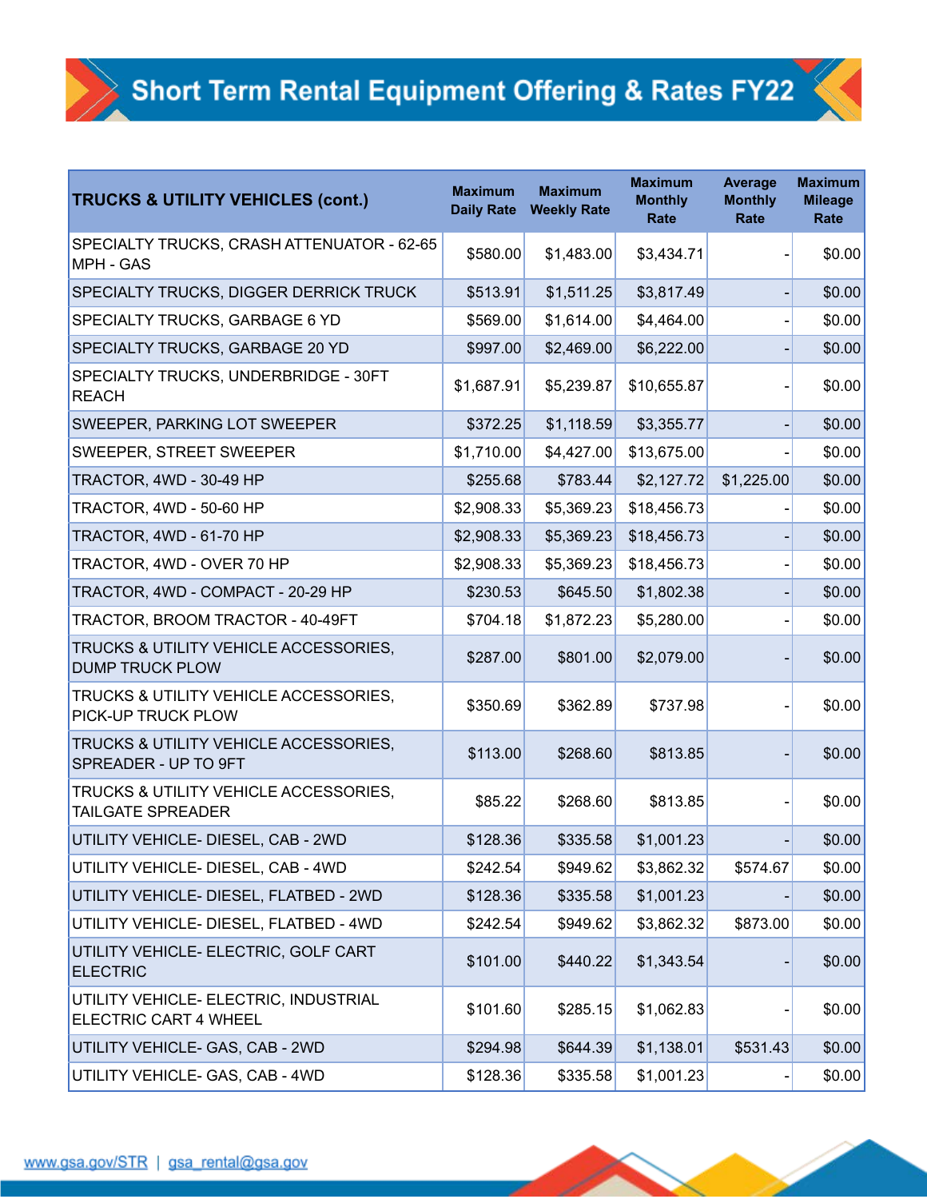# Short Term Rental Equipment Offering & Rates FY22

| TRUCKS & UTILITY VEHICLES (cont.) | Maximum Daily Rate | Maximum Weekly Rate | Maximum Monthly Rate | Average Monthly Rate | Maximum Mileage Rate |
|---|---|---|---|---|---|
| SPECIALTY TRUCKS, CRASH ATTENUATOR - 62-65 MPH - GAS | $580.00 | $1,483.00 | $3,434.71 | - | $0.00 |
| SPECIALTY TRUCKS, DIGGER DERRICK TRUCK | $513.91 | $1,511.25 | $3,817.49 | - | $0.00 |
| SPECIALTY TRUCKS, GARBAGE 6 YD | $569.00 | $1,614.00 | $4,464.00 | - | $0.00 |
| SPECIALTY TRUCKS, GARBAGE 20 YD | $997.00 | $2,469.00 | $6,222.00 | - | $0.00 |
| SPECIALTY TRUCKS, UNDERBRIDGE - 30FT REACH | $1,687.91 | $5,239.87 | $10,655.87 | - | $0.00 |
| SWEEPER, PARKING LOT SWEEPER | $372.25 | $1,118.59 | $3,355.77 | - | $0.00 |
| SWEEPER, STREET SWEEPER | $1,710.00 | $4,427.00 | $13,675.00 | - | $0.00 |
| TRACTOR, 4WD - 30-49 HP | $255.68 | $783.44 | $2,127.72 | $1,225.00 | $0.00 |
| TRACTOR, 4WD - 50-60 HP | $2,908.33 | $5,369.23 | $18,456.73 | - | $0.00 |
| TRACTOR, 4WD - 61-70 HP | $2,908.33 | $5,369.23 | $18,456.73 | - | $0.00 |
| TRACTOR, 4WD - OVER 70 HP | $2,908.33 | $5,369.23 | $18,456.73 | - | $0.00 |
| TRACTOR, 4WD - COMPACT - 20-29 HP | $230.53 | $645.50 | $1,802.38 | - | $0.00 |
| TRACTOR, BROOM TRACTOR - 40-49FT | $704.18 | $1,872.23 | $5,280.00 | - | $0.00 |
| TRUCKS & UTILITY VEHICLE ACCESSORIES, DUMP TRUCK PLOW | $287.00 | $801.00 | $2,079.00 | - | $0.00 |
| TRUCKS & UTILITY VEHICLE ACCESSORIES, PICK-UP TRUCK PLOW | $350.69 | $362.89 | $737.98 | - | $0.00 |
| TRUCKS & UTILITY VEHICLE ACCESSORIES, SPREADER - UP TO 9FT | $113.00 | $268.60 | $813.85 | - | $0.00 |
| TRUCKS & UTILITY VEHICLE ACCESSORIES, TAILGATE SPREADER | $85.22 | $268.60 | $813.85 | - | $0.00 |
| UTILITY VEHICLE- DIESEL, CAB - 2WD | $128.36 | $335.58 | $1,001.23 | - | $0.00 |
| UTILITY VEHICLE- DIESEL, CAB - 4WD | $242.54 | $949.62 | $3,862.32 | $574.67 | $0.00 |
| UTILITY VEHICLE- DIESEL, FLATBED - 2WD | $128.36 | $335.58 | $1,001.23 | - | $0.00 |
| UTILITY VEHICLE- DIESEL, FLATBED - 4WD | $242.54 | $949.62 | $3,862.32 | $873.00 | $0.00 |
| UTILITY VEHICLE- ELECTRIC, GOLF CART ELECTRIC | $101.00 | $440.22 | $1,343.54 | - | $0.00 |
| UTILITY VEHICLE- ELECTRIC, INDUSTRIAL ELECTRIC CART 4 WHEEL | $101.60 | $285.15 | $1,062.83 | - | $0.00 |
| UTILITY VEHICLE- GAS, CAB - 2WD | $294.98 | $644.39 | $1,138.01 | $531.43 | $0.00 |
| UTILITY VEHICLE- GAS, CAB - 4WD | $128.36 | $335.58 | $1,001.23 | - | $0.00 |

www.gsa.gov/STR | gsa_rental@gsa.gov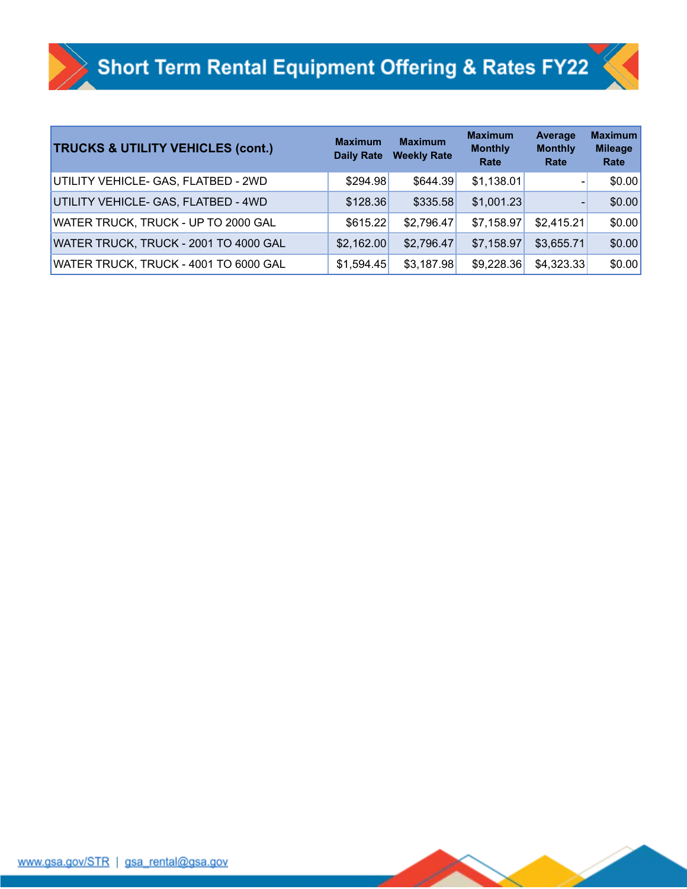# Short Term Rental Equipment Offering & Rates FY22

| TRUCKS & UTILITY VEHICLES (cont.) | Maximum Daily Rate | Maximum Weekly Rate | Maximum Monthly Rate | Average Monthly Rate | Maximum Mileage Rate |
|---|---|---|---|---|---|
| UTILITY VEHICLE- GAS, FLATBED - 2WD | $294.98 | $644.39 | $1,138.01 | - | $0.00 |
| UTILITY VEHICLE- GAS, FLATBED - 4WD | $128.36 | $335.58 | $1,001.23 | - | $0.00 |
| WATER TRUCK, TRUCK - UP TO 2000 GAL | $615.22 | $2,796.47 | $7,158.97 | $2,415.21 | $0.00 |
| WATER TRUCK, TRUCK - 2001 TO 4000 GAL | $2,162.00 | $2,796.47 | $7,158.97 | $3,655.71 | $0.00 |
| WATER TRUCK, TRUCK - 4001 TO 6000 GAL | $1,594.45 | $3,187.98 | $9,228.36 | $4,323.33 | $0.00 |

www.gsa.gov/STR | gsa_rental@gsa.gov